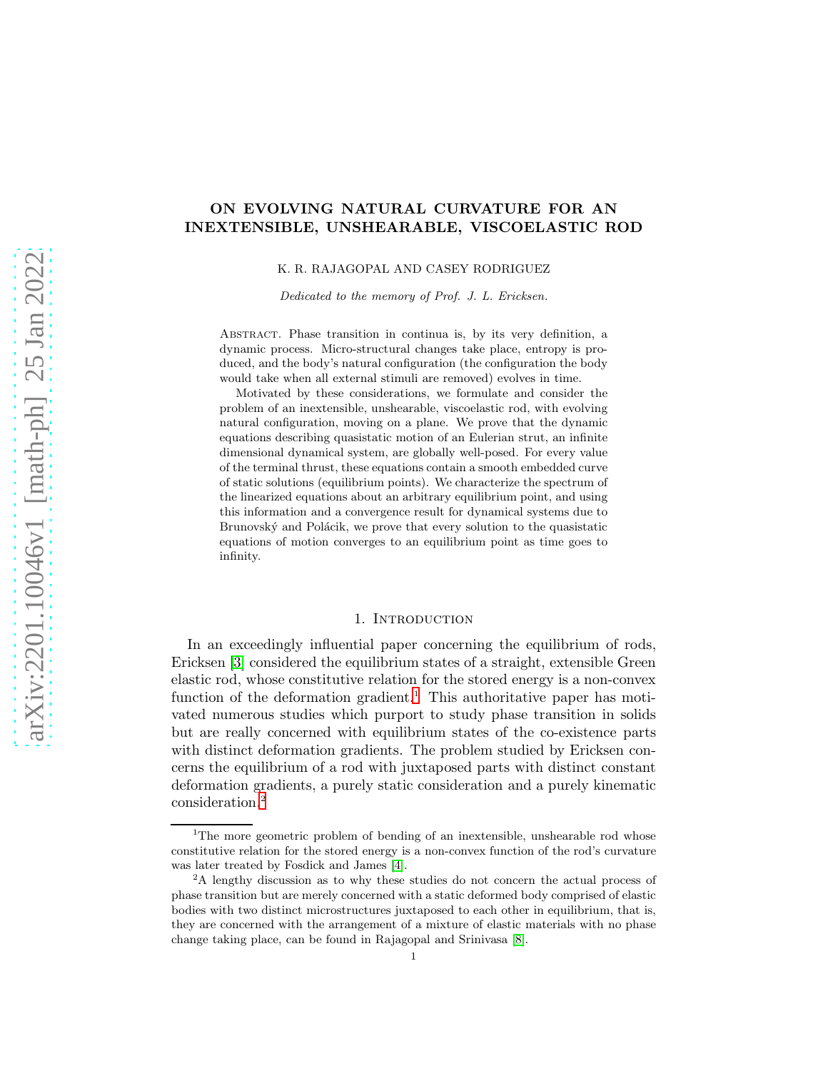# ON EVOLVING NATURAL CURVATURE FOR AN INEXTENSIBLE, UNSHEARABLE, VISCOELASTIC ROD

K. R. RAJAGOPAL AND CASEY RODRIGUEZ

*Dedicated to the memory of Prof. J. L. Ericksen.*

Abstract. Phase transition in continua is, by its very definition, a dynamic process. Micro-structural changes take place, entropy is produced, and the body's natural configuration (the configuration the body would take when all external stimuli are removed) evolves in time.

Motivated by these considerations, we formulate and consider the problem of an inextensible, unshearable, viscoelastic rod, with evolving natural configuration, moving on a plane. We prove that the dynamic equations describing quasistatic motion of an Eulerian strut, an infinite dimensional dynamical system, are globally well-posed. For every value of the terminal thrust, these equations contain a smooth embedded curve of static solutions (equilibrium points). We characterize the spectrum of the linearized equations about an arbitrary equilibrium point, and using this information and a convergence result for dynamical systems due to Brunovský and Polácik, we prove that every solution to the quasistatic equations of motion converges to an equilibrium point as time goes to infinity.

## 1. Introduction

In an exceedingly influential paper concerning the equilibrium of rods, Ericksen [3] considered the equilibrium states of a straight, extensible Green elastic rod, whose constitutive relation for the stored energy is a non-convex function of the deformation gradient.[1] This authoritative paper has motivated numerous studies which purport to study phase transition in solids but are really concerned with equilibrium states of the co-existence parts with distinct deformation gradients. The problem studied by Ericksen concerns the equilibrium of a rod with juxtaposed parts with distinct constant deformation gradients, a purely static consideration and a purely kinematic consideration.[2]

[1] The more geometric problem of bending of an inextensible, unshearable rod whose constitutive relation for the stored energy is a non-convex function of the rod's curvature was later treated by Fosdick and James [4].

[2] A lengthy discussion as to why these studies do not concern the actual process of phase transition but are merely concerned with a static deformed body comprised of elastic bodies with two distinct microstructures juxtaposed to each other in equilibrium, that is, they are concerned with the arrangement of a mixture of elastic materials with no phase change taking place, can be found in Rajagopal and Srinivasa [8].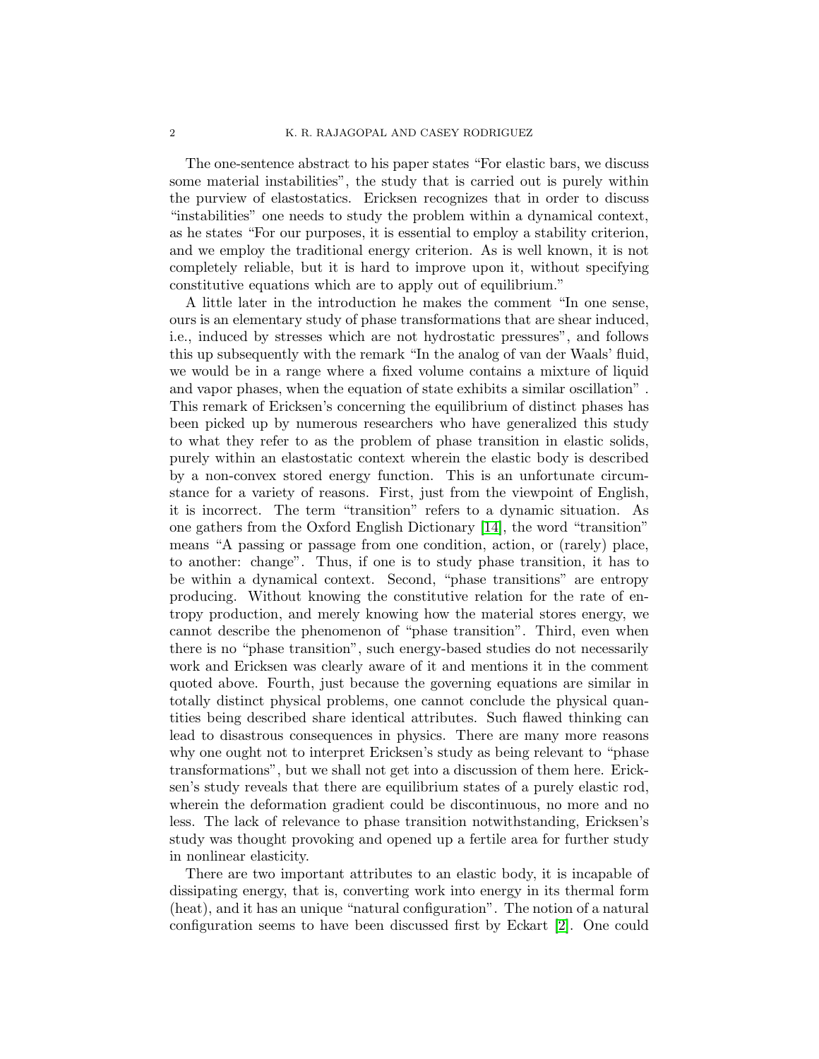The one-sentence abstract to his paper states "For elastic bars, we discuss some material instabilities", the study that is carried out is purely within the purview of elastostatics. Ericksen recognizes that in order to discuss "instabilities" one needs to study the problem within a dynamical context, as he states "For our purposes, it is essential to employ a stability criterion, and we employ the traditional energy criterion. As is well known, it is not completely reliable, but it is hard to improve upon it, without specifying constitutive equations which are to apply out of equilibrium."

A little later in the introduction he makes the comment "In one sense, ours is an elementary study of phase transformations that are shear induced, i.e., induced by stresses which are not hydrostatic pressures", and follows this up subsequently with the remark "In the analog of van der Waals' fluid, we would be in a range where a fixed volume contains a mixture of liquid and vapor phases, when the equation of state exhibits a similar oscillation" . This remark of Ericksen's concerning the equilibrium of distinct phases has been picked up by numerous researchers who have generalized this study to what they refer to as the problem of phase transition in elastic solids, purely within an elastostatic context wherein the elastic body is described by a non-convex stored energy function. This is an unfortunate circumstance for a variety of reasons. First, just from the viewpoint of English, it is incorrect. The term "transition" refers to a dynamic situation. As one gathers from the Oxford English Dictionary [14], the word "transition" means "A passing or passage from one condition, action, or (rarely) place, to another: change". Thus, if one is to study phase transition, it has to be within a dynamical context. Second, "phase transitions" are entropy producing. Without knowing the constitutive relation for the rate of entropy production, and merely knowing how the material stores energy, we cannot describe the phenomenon of "phase transition". Third, even when there is no "phase transition", such energy-based studies do not necessarily work and Ericksen was clearly aware of it and mentions it in the comment quoted above. Fourth, just because the governing equations are similar in totally distinct physical problems, one cannot conclude the physical quantities being described share identical attributes. Such flawed thinking can lead to disastrous consequences in physics. There are many more reasons why one ought not to interpret Ericksen's study as being relevant to "phase transformations", but we shall not get into a discussion of them here. Ericksen's study reveals that there are equilibrium states of a purely elastic rod, wherein the deformation gradient could be discontinuous, no more and no less. The lack of relevance to phase transition notwithstanding, Ericksen's study was thought provoking and opened up a fertile area for further study in nonlinear elasticity.

There are two important attributes to an elastic body, it is incapable of dissipating energy, that is, converting work into energy in its thermal form (heat), and it has an unique "natural configuration". The notion of a natural configuration seems to have been discussed first by Eckart [2]. One could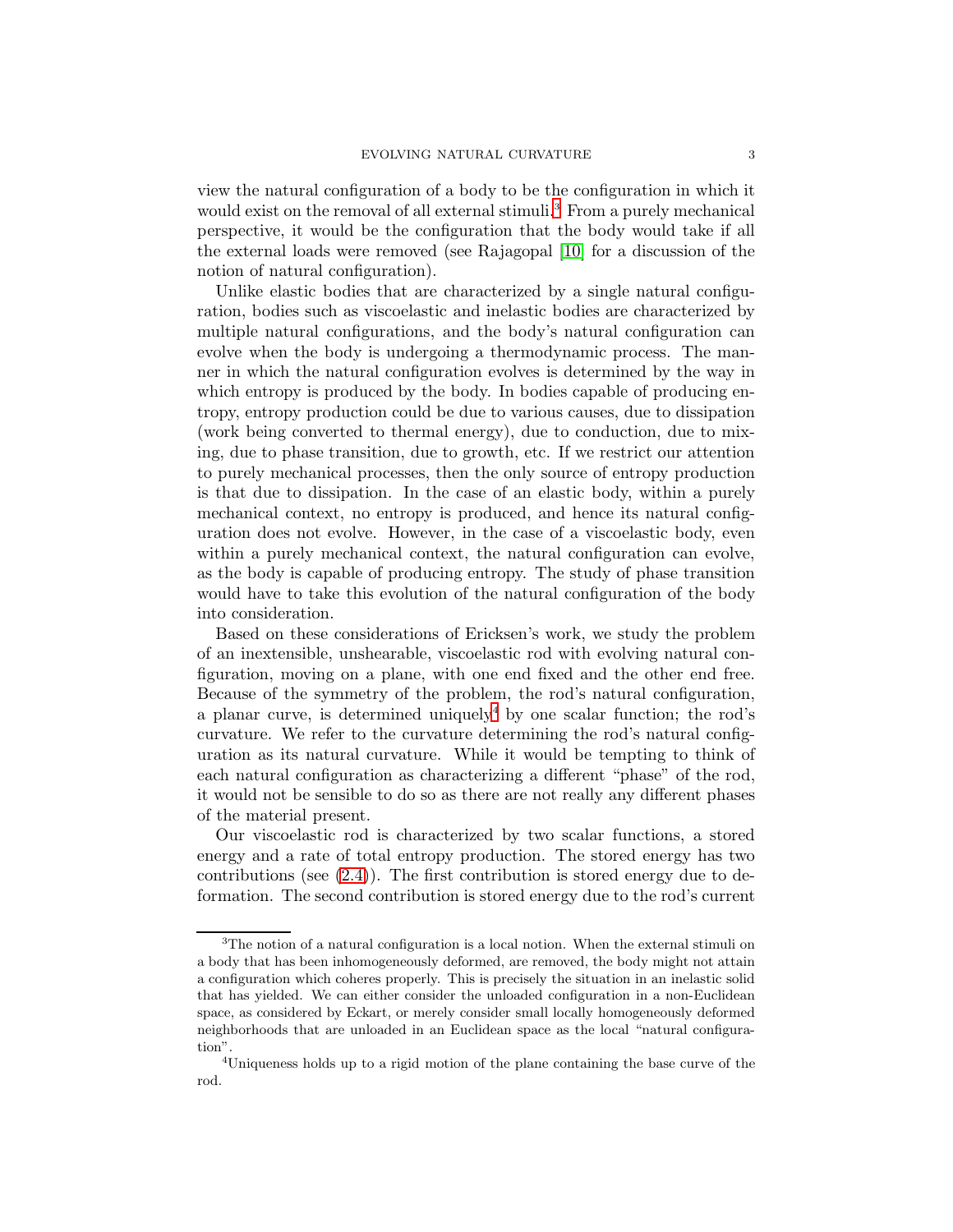view the natural configuration of a body to be the configuration in which it would exist on the removal of all external stimuli.[3] From a purely mechanical perspective, it would be the configuration that the body would take if all the external loads were removed (see Rajagopal [10] for a discussion of the notion of natural configuration).

Unlike elastic bodies that are characterized by a single natural configuration, bodies such as viscoelastic and inelastic bodies are characterized by multiple natural configurations, and the body's natural configuration can evolve when the body is undergoing a thermodynamic process. The manner in which the natural configuration evolves is determined by the way in which entropy is produced by the body. In bodies capable of producing entropy, entropy production could be due to various causes, due to dissipation (work being converted to thermal energy), due to conduction, due to mixing, due to phase transition, due to growth, etc. If we restrict our attention to purely mechanical processes, then the only source of entropy production is that due to dissipation. In the case of an elastic body, within a purely mechanical context, no entropy is produced, and hence its natural configuration does not evolve. However, in the case of a viscoelastic body, even within a purely mechanical context, the natural configuration can evolve, as the body is capable of producing entropy. The study of phase transition would have to take this evolution of the natural configuration of the body into consideration.

Based on these considerations of Ericksen's work, we study the problem of an inextensible, unshearable, viscoelastic rod with evolving natural configuration, moving on a plane, with one end fixed and the other end free. Because of the symmetry of the problem, the rod's natural configuration, a planar curve, is determined uniquely[4] by one scalar function; the rod's curvature. We refer to the curvature determining the rod's natural configuration as its natural curvature. While it would be tempting to think of each natural configuration as characterizing a different "phase" of the rod, it would not be sensible to do so as there are not really any different phases of the material present.

Our viscoelastic rod is characterized by two scalar functions, a stored energy and a rate of total entropy production. The stored energy has two contributions (see (2.4)). The first contribution is stored energy due to deformation. The second contribution is stored energy due to the rod's current

[3] The notion of a natural configuration is a local notion. When the external stimuli on a body that has been inhomogeneously deformed, are removed, the body might not attain a configuration which coheres properly. This is precisely the situation in an inelastic solid that has yielded. We can either consider the unloaded configuration in a non-Euclidean space, as considered by Eckart, or merely consider small locally homogeneously deformed neighborhoods that are unloaded in an Euclidean space as the local "natural configuration".

[4] Uniqueness holds up to a rigid motion of the plane containing the base curve of the rod.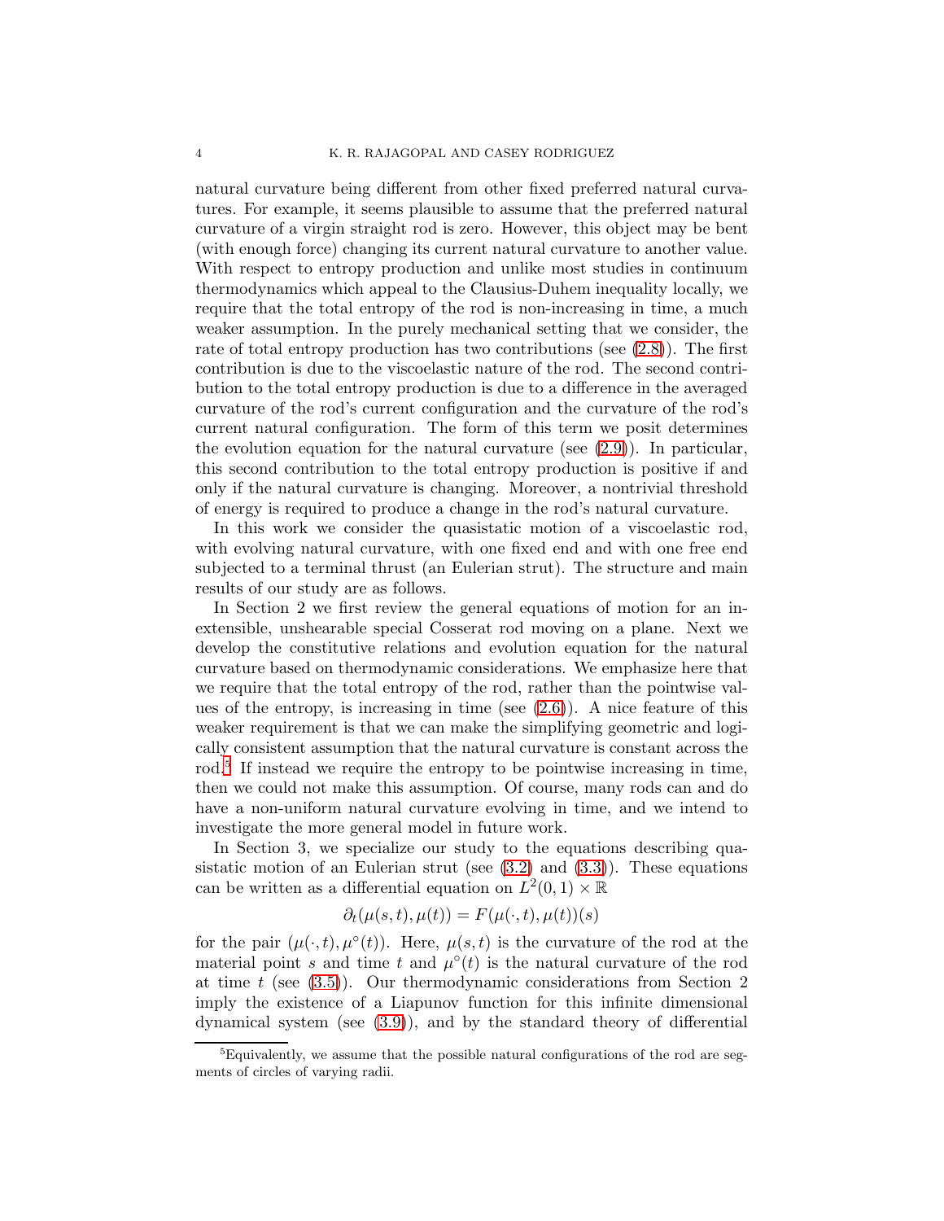natural curvature being different from other fixed preferred natural curvatures. For example, it seems plausible to assume that the preferred natural curvature of a virgin straight rod is zero. However, this object may be bent (with enough force) changing its current natural curvature to another value. With respect to entropy production and unlike most studies in continuum thermodynamics which appeal to the Clausius-Duhem inequality locally, we require that the total entropy of the rod is non-increasing in time, a much weaker assumption. In the purely mechanical setting that we consider, the rate of total entropy production has two contributions (see (2.8)). The first contribution is due to the viscoelastic nature of the rod. The second contribution to the total entropy production is due to a difference in the averaged curvature of the rod's current configuration and the curvature of the rod's current natural configuration. The form of this term we posit determines the evolution equation for the natural curvature (see (2.9)). In particular, this second contribution to the total entropy production is positive if and only if the natural curvature is changing. Moreover, a nontrivial threshold of energy is required to produce a change in the rod's natural curvature.

In this work we consider the quasistatic motion of a viscoelastic rod, with evolving natural curvature, with one fixed end and with one free end subjected to a terminal thrust (an Eulerian strut). The structure and main results of our study are as follows.

In Section 2 we first review the general equations of motion for an inextensible, unshearable special Cosserat rod moving on a plane. Next we develop the constitutive relations and evolution equation for the natural curvature based on thermodynamic considerations. We emphasize here that we require that the total entropy of the rod, rather than the pointwise values of the entropy, is increasing in time (see (2.6)). A nice feature of this weaker requirement is that we can make the simplifying geometric and logically consistent assumption that the natural curvature is constant across the rod.[5] If instead we require the entropy to be pointwise increasing in time, then we could not make this assumption. Of course, many rods can and do have a non-uniform natural curvature evolving in time, and we intend to investigate the more general model in future work.

In Section 3, we specialize our study to the equations describing quasistatic motion of an Eulerian strut (see (3.2) and (3.3)). These equations can be written as a differential equation on $L^2(0,1) \times \mathbb{R}$

$$\partial_t(\mu(s,t), \mu(t)) = F(\mu(\cdot,t), \mu(t))(s)$$

for the pair $(\mu(\cdot,t), \mu^\circ(t))$. Here, $\mu(s,t)$ is the curvature of the rod at the material point $s$ and time $t$ and $\mu^\circ(t)$ is the natural curvature of the rod at time $t$ (see (3.5)). Our thermodynamic considerations from Section 2 imply the existence of a Liapunov function for this infinite dimensional dynamical system (see (3.9)), and by the standard theory of differential

[5] Equivalently, we assume that the possible natural configurations of the rod are segments of circles of varying radii.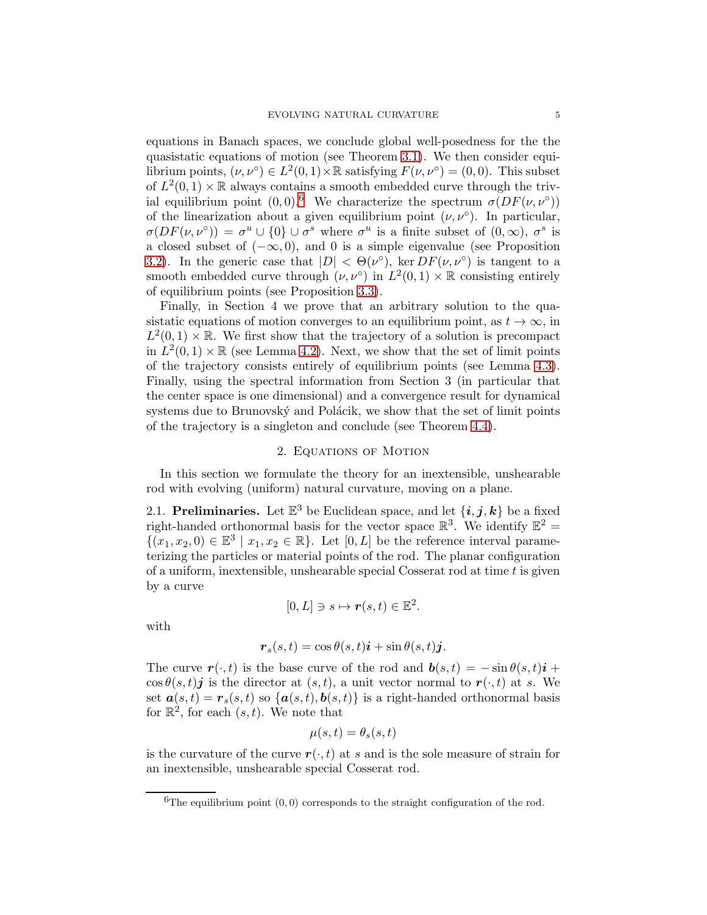equations in Banach spaces, we conclude global well-posedness for the the quasistatic equations of motion (see Theorem 3.1). We then consider equilibrium points, $(\nu, \nu^\circ) \in L^2(0,1) \times \mathbb{R}$ satisfying $F(\nu, \nu^\circ) = (0,0)$. This subset of $L^2(0,1) \times \mathbb{R}$ always contains a smooth embedded curve through the trivial equilibrium point $(0,0)$.[6] We characterize the spectrum $\sigma(DF(\nu, \nu^\circ))$ of the linearization about a given equilibrium point $(\nu, \nu^\circ)$. In particular, $\sigma(DF(\nu, \nu^\circ)) = \sigma^u \cup \{0\} \cup \sigma^s$ where $\sigma^u$ is a finite subset of $(0, \infty)$, $\sigma^s$ is a closed subset of $(-\infty, 0)$, and 0 is a simple eigenvalue (see Proposition 3.2). In the generic case that $|D| < \Theta(\nu^\circ)$, $\ker DF(\nu, \nu^\circ)$ is tangent to a smooth embedded curve through $(\nu, \nu^\circ)$ in $L^2(0,1) \times \mathbb{R}$ consisting entirely of equilibrium points (see Proposition 3.3).

Finally, in Section 4 we prove that an arbitrary solution to the quasistatic equations of motion converges to an equilibrium point, as $t \to \infty$, in $L^2(0,1) \times \mathbb{R}$. We first show that the trajectory of a solution is precompact in $L^2(0,1) \times \mathbb{R}$ (see Lemma 4.2). Next, we show that the set of limit points of the trajectory consists entirely of equilibrium points (see Lemma 4.3). Finally, using the spectral information from Section 3 (in particular that the center space is one dimensional) and a convergence result for dynamical systems due to Brunovský and Polácik, we show that the set of limit points of the trajectory is a singleton and conclude (see Theorem 4.4).

## 2. Equations of Motion

In this section we formulate the theory for an inextensible, unshearable rod with evolving (uniform) natural curvature, moving on a plane.

**2.1. Preliminaries.** Let $\mathbb{E}^3$ be Euclidean space, and let $\{\boldsymbol{i}, \boldsymbol{j}, \boldsymbol{k}\}$ be a fixed right-handed orthonormal basis for the vector space $\mathbb{R}^3$. We identify $\mathbb{E}^2 = \{(x_1, x_2, 0) \in \mathbb{E}^3 \mid x_1, x_2 \in \mathbb{R}\}$. Let $[0, L]$ be the reference interval parameterizing the particles or material points of the rod. The planar configuration of a uniform, inextensible, unshearable special Cosserat rod at time $t$ is given by a curve

$$[0, L] \ni s \mapsto \boldsymbol{r}(s,t) \in \mathbb{E}^2.$$

with

$$\boldsymbol{r}_s(s,t) = \cos\theta(s,t)\boldsymbol{i} + \sin\theta(s,t)\boldsymbol{j}.$$

The curve $\boldsymbol{r}(\cdot, t)$ is the base curve of the rod and $\boldsymbol{b}(s,t) = -\sin\theta(s,t)\boldsymbol{i} + \cos\theta(s,t)\boldsymbol{j}$ is the director at $(s,t)$, a unit vector normal to $\boldsymbol{r}(\cdot,t)$ at $s$. We set $\boldsymbol{a}(s,t) = \boldsymbol{r}_s(s,t)$ so $\{\boldsymbol{a}(s,t), \boldsymbol{b}(s,t)\}$ is a right-handed orthonormal basis for $\mathbb{R}^2$, for each $(s,t)$. We note that

$$\mu(s,t) = \theta_s(s,t)$$

is the curvature of the curve $\boldsymbol{r}(\cdot,t)$ at $s$ and is the sole measure of strain for an inextensible, unshearable special Cosserat rod.

[6] The equilibrium point $(0,0)$ corresponds to the straight configuration of the rod.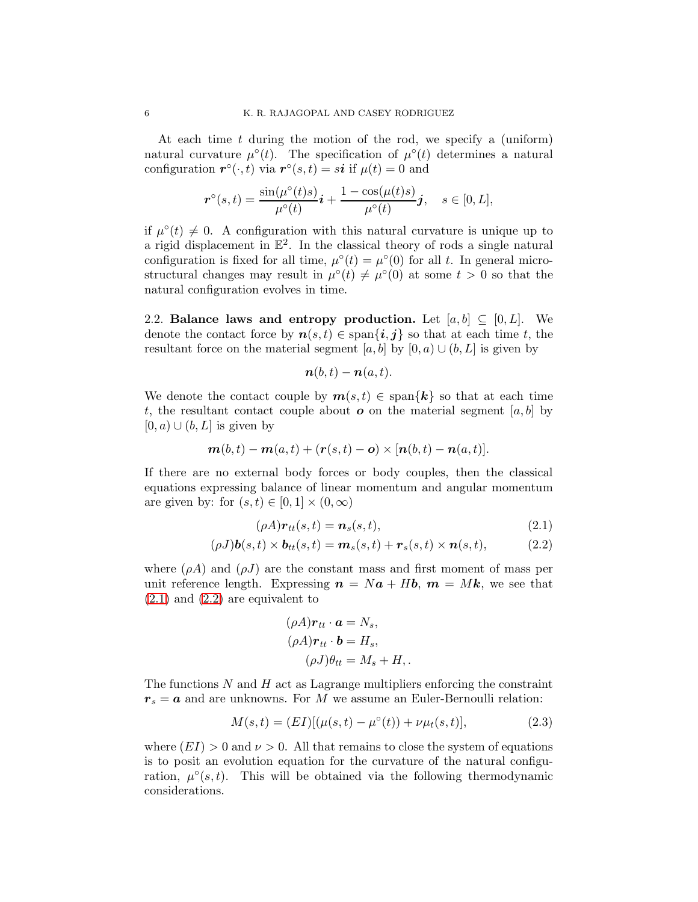At each time $t$ during the motion of the rod, we specify a (uniform) natural curvature $\mu^\circ(t)$. The specification of $\mu^\circ(t)$ determines a natural configuration $\boldsymbol{r}^\circ(\cdot,t)$ via $\boldsymbol{r}^\circ(s,t) = s\boldsymbol{i}$ if $\mu(t) = 0$ and

$$\boldsymbol{r}^\circ(s,t) = \frac{\sin(\mu^\circ(t)s)}{\mu^\circ(t)}\boldsymbol{i} + \frac{1-\cos(\mu(t)s)}{\mu^\circ(t)}\boldsymbol{j}, \quad s \in [0,L],$$

if $\mu^\circ(t) \neq 0$. A configuration with this natural curvature is unique up to a rigid displacement in $\mathbb{E}^2$. In the classical theory of rods a single natural configuration is fixed for all time, $\mu^\circ(t) = \mu^\circ(0)$ for all $t$. In general microstructural changes may result in $\mu^\circ(t) \neq \mu^\circ(0)$ at some $t > 0$ so that the natural configuration evolves in time.

## 2.2. Balance laws and entropy production.

Let $[a,b] \subseteq [0,L]$. We denote the contact force by $\boldsymbol{n}(s,t) \in \text{span}\{\boldsymbol{i},\boldsymbol{j}\}$ so that at each time $t$, the resultant force on the material segment $[a,b]$ by $[0,a) \cup (b,L]$ is given by

$$\boldsymbol{n}(b,t) - \boldsymbol{n}(a,t).$$

We denote the contact couple by $\boldsymbol{m}(s,t) \in \text{span}\{\boldsymbol{k}\}$ so that at each time $t$, the resultant contact couple about $\boldsymbol{o}$ on the material segment $[a,b]$ by $[0,a) \cup (b,L]$ is given by

$$\boldsymbol{m}(b,t) - \boldsymbol{m}(a,t) + (\boldsymbol{r}(s,t) - \boldsymbol{o}) \times [\boldsymbol{n}(b,t) - \boldsymbol{n}(a,t)].$$

If there are no external body forces or body couples, then the classical equations expressing balance of linear momentum and angular momentum are given by: for $(s,t) \in [0,1] \times (0,\infty)$

$$(\rho A)\boldsymbol{r}_{tt}(s,t) = \boldsymbol{n}_s(s,t), \tag{2.1}$$

$$(\rho J)\boldsymbol{b}(s,t) \times \boldsymbol{b}_{tt}(s,t) = \boldsymbol{m}_s(s,t) + \boldsymbol{r}_s(s,t) \times \boldsymbol{n}(s,t), \tag{2.2}$$

where $(\rho A)$ and $(\rho J)$ are the constant mass and first moment of mass per unit reference length. Expressing $\boldsymbol{n} = N\boldsymbol{a} + H\boldsymbol{b}$, $\boldsymbol{m} = M\boldsymbol{k}$, we see that (2.1) and (2.2) are equivalent to

$$\begin{aligned}
(\rho A)\boldsymbol{r}_{tt} \cdot \boldsymbol{a} &= N_s, \\
(\rho A)\boldsymbol{r}_{tt} \cdot \boldsymbol{b} &= H_s, \\
(\rho J)\theta_{tt} &= M_s + H,.
\end{aligned}$$

The functions $N$ and $H$ act as Lagrange multipliers enforcing the constraint $\boldsymbol{r}_s = \boldsymbol{a}$ and are unknowns. For $M$ we assume an Euler-Bernoulli relation:

$$M(s,t) = (EI)[(\mu(s,t) - \mu^\circ(t)) + \nu\mu_t(s,t)], \tag{2.3}$$

where $(EI) > 0$ and $\nu > 0$. All that remains to close the system of equations is to posit an evolution equation for the curvature of the natural configuration, $\mu^\circ(s,t)$. This will be obtained via the following thermodynamic considerations.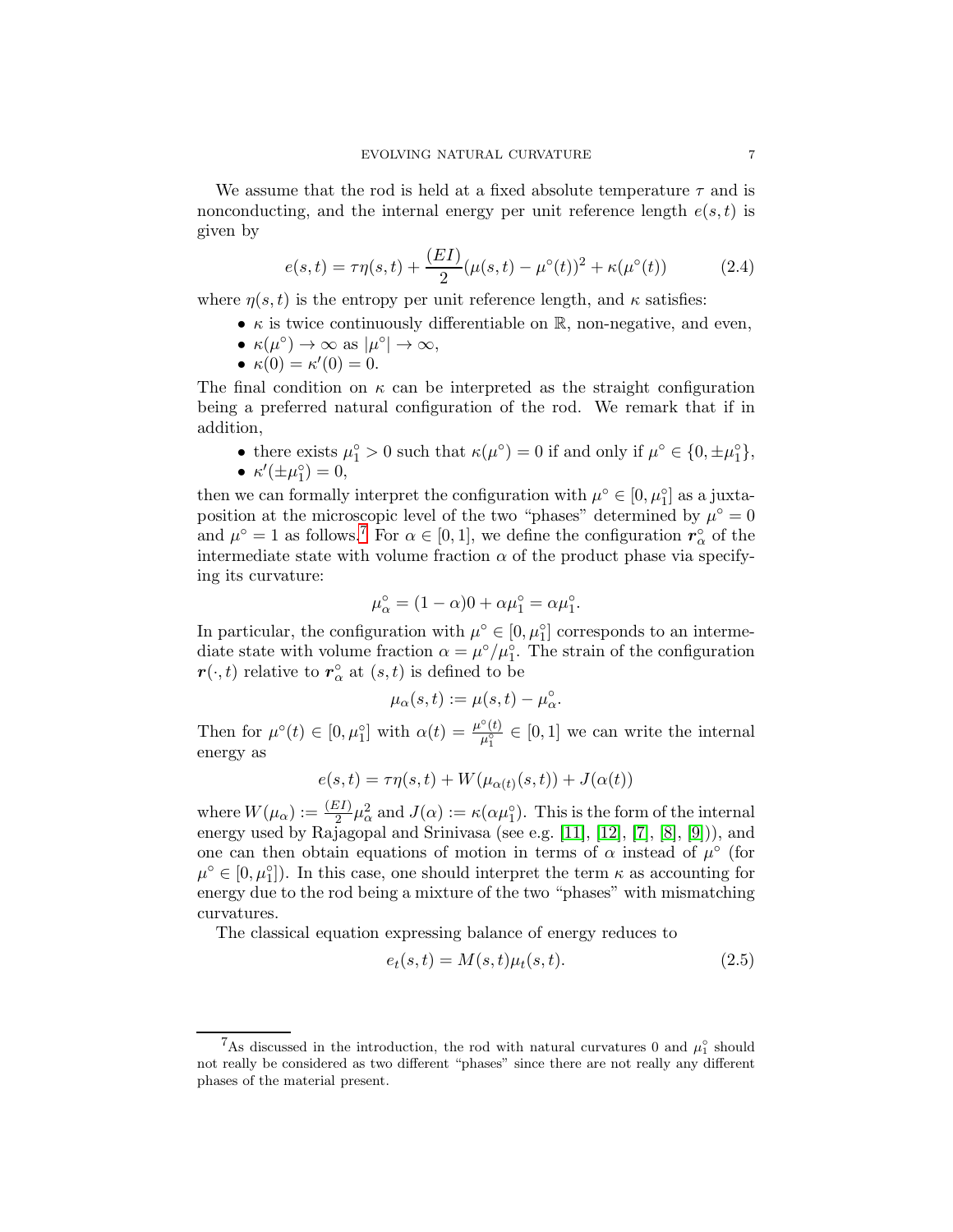We assume that the rod is held at a fixed absolute temperature $\tau$ and is nonconducting, and the internal energy per unit reference length $e(s,t)$ is given by

$$e(s,t) = \tau\eta(s,t) + \frac{(EI)}{2}(\mu(s,t) - \mu^\circ(t))^2 + \kappa(\mu^\circ(t)) \tag{2.4}$$

where $\eta(s,t)$ is the entropy per unit reference length, and $\kappa$ satisfies:

- $\kappa$ is twice continuously differentiable on $\mathbb{R}$, non-negative, and even,
- $\kappa(\mu^\circ) \to \infty$ as $|\mu^\circ| \to \infty$,
- $\kappa(0) = \kappa'(0) = 0$.

The final condition on $\kappa$ can be interpreted as the straight configuration being a preferred natural configuration of the rod. We remark that if in addition,

- there exists $\mu_1^\circ > 0$ such that $\kappa(\mu^\circ) = 0$ if and only if $\mu^\circ \in \{0, \pm\mu_1^\circ\}$,
- $\kappa'(\pm\mu_1^\circ) = 0$,

then we can formally interpret the configuration with $\mu^\circ \in [0, \mu_1^\circ]$ as a juxtaposition at the microscopic level of the two "phases" determined by $\mu^\circ = 0$ and $\mu^\circ = 1$ as follows.[7] For $\alpha \in [0,1]$, we define the configuration $\boldsymbol{r}_\alpha^\circ$ of the intermediate state with volume fraction $\alpha$ of the product phase via specifying its curvature:

$$\mu_\alpha^\circ = (1-\alpha)0 + \alpha\mu_1^\circ = \alpha\mu_1^\circ.$$

In particular, the configuration with $\mu^\circ \in [0, \mu_1^\circ]$ corresponds to an intermediate state with volume fraction $\alpha = \mu^\circ/\mu_1^\circ$. The strain of the configuration $\boldsymbol{r}(\cdot, t)$ relative to $\boldsymbol{r}_\alpha^\circ$ at $(s,t)$ is defined to be

$$\mu_\alpha(s,t) := \mu(s,t) - \mu_\alpha^\circ.$$

Then for $\mu^\circ(t) \in [0, \mu_1^\circ]$ with $\alpha(t) = \frac{\mu^\circ(t)}{\mu_1^\circ} \in [0,1]$ we can write the internal energy as

$$e(s,t) = \tau\eta(s,t) + W(\mu_{\alpha(t)}(s,t)) + J(\alpha(t))$$

where $W(\mu_\alpha) := \frac{(EI)}{2}\mu_\alpha^2$ and $J(\alpha) := \kappa(\alpha\mu_1^\circ)$. This is the form of the internal energy used by Rajagopal and Srinivasa (see e.g. [11], [12], [7], [8], [9])), and one can then obtain equations of motion in terms of $\alpha$ instead of $\mu^\circ$ (for $\mu^\circ \in [0, \mu_1^\circ]$). In this case, one should interpret the term $\kappa$ as accounting for energy due to the rod being a mixture of the two "phases" with mismatching curvatures.

The classical equation expressing balance of energy reduces to

$$e_t(s,t) = M(s,t)\mu_t(s,t). \tag{2.5}$$

[7] As discussed in the introduction, the rod with natural curvatures 0 and $\mu_1^\circ$ should not really be considered as two different "phases" since there are not really any different phases of the material present.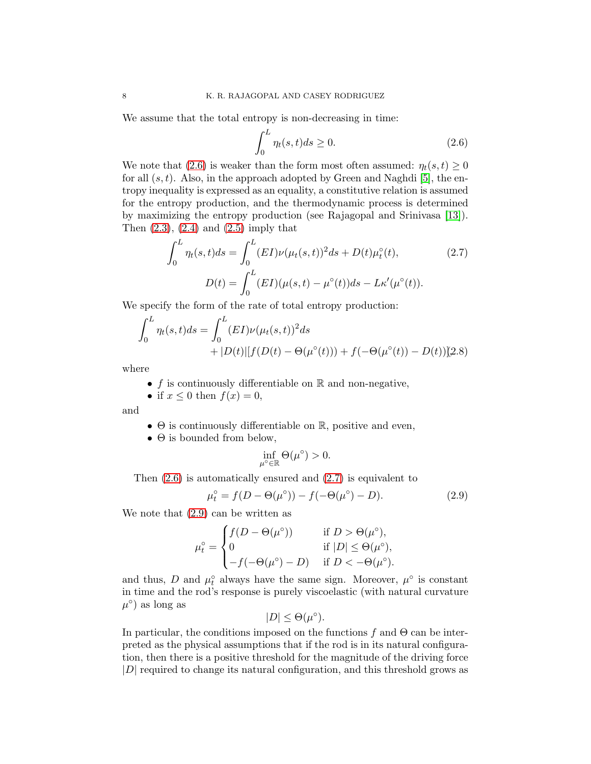We assume that the total entropy is non-decreasing in time:

$$\int_0^L \eta_t(s,t)ds \geq 0. \tag{2.6}$$

We note that (2.6) is weaker than the form most often assumed: $\eta_t(s,t) \geq 0$ for all $(s,t)$. Also, in the approach adopted by Green and Naghdi [5], the entropy inequality is expressed as an equality, a constitutive relation is assumed for the entropy production, and the thermodynamic process is determined by maximizing the entropy production (see Rajagopal and Srinivasa [13]). Then (2.3), (2.4) and (2.5) imply that

$$\int_0^L \eta_t(s,t)ds = \int_0^L (EI)\nu(\mu_t(s,t))^2 ds + D(t)\mu^\circ_t(t), \tag{2.7}$$

$$D(t) = \int_0^L (EI)(\mu(s,t) - \mu^\circ(t))ds - L\kappa'(\mu^\circ(t)).$$

We specify the form of the rate of total entropy production:

$$\begin{aligned}\int_0^L \eta_t(s,t)ds = &\int_0^L (EI)\nu(\mu_t(s,t))^2 ds \\ &+ |D(t)|[f(D(t) - \Theta(\mu^\circ(t))) + f(-\Theta(\mu^\circ(t)) - D(t))],\end{aligned} \tag{2.8}$$

where

- $f$ is continuously differentiable on $\mathbb{R}$ and non-negative,
- if $x \leq 0$ then $f(x) = 0$,

and

- $\Theta$ is continuously differentiable on $\mathbb{R}$, positive and even,
- $\Theta$ is bounded from below,

$$\inf_{\mu^\circ \in \mathbb{R}} \Theta(\mu^\circ) > 0.$$

Then (2.6) is automatically ensured and (2.7) is equivalent to

$$\mu^\circ_t = f(D - \Theta(\mu^\circ)) - f(-\Theta(\mu^\circ) - D). \tag{2.9}$$

We note that (2.9) can be written as

$$\mu^\circ_t = \begin{cases} f(D - \Theta(\mu^\circ)) & \text{if } D > \Theta(\mu^\circ), \\ 0 & \text{if } |D| \leq \Theta(\mu^\circ), \\ -f(-\Theta(\mu^\circ) - D) & \text{if } D < -\Theta(\mu^\circ). \end{cases}$$

and thus, $D$ and $\mu^\circ_t$ always have the same sign. Moreover, $\mu^\circ$ is constant in time and the rod's response is purely viscoelastic (with natural curvature $\mu^\circ$) as long as

$$|D| \leq \Theta(\mu^\circ).$$

In particular, the conditions imposed on the functions $f$ and $\Theta$ can be interpreted as the physical assumptions that if the rod is in its natural configuration, then there is a positive threshold for the magnitude of the driving force $|D|$ required to change its natural configuration, and this threshold grows as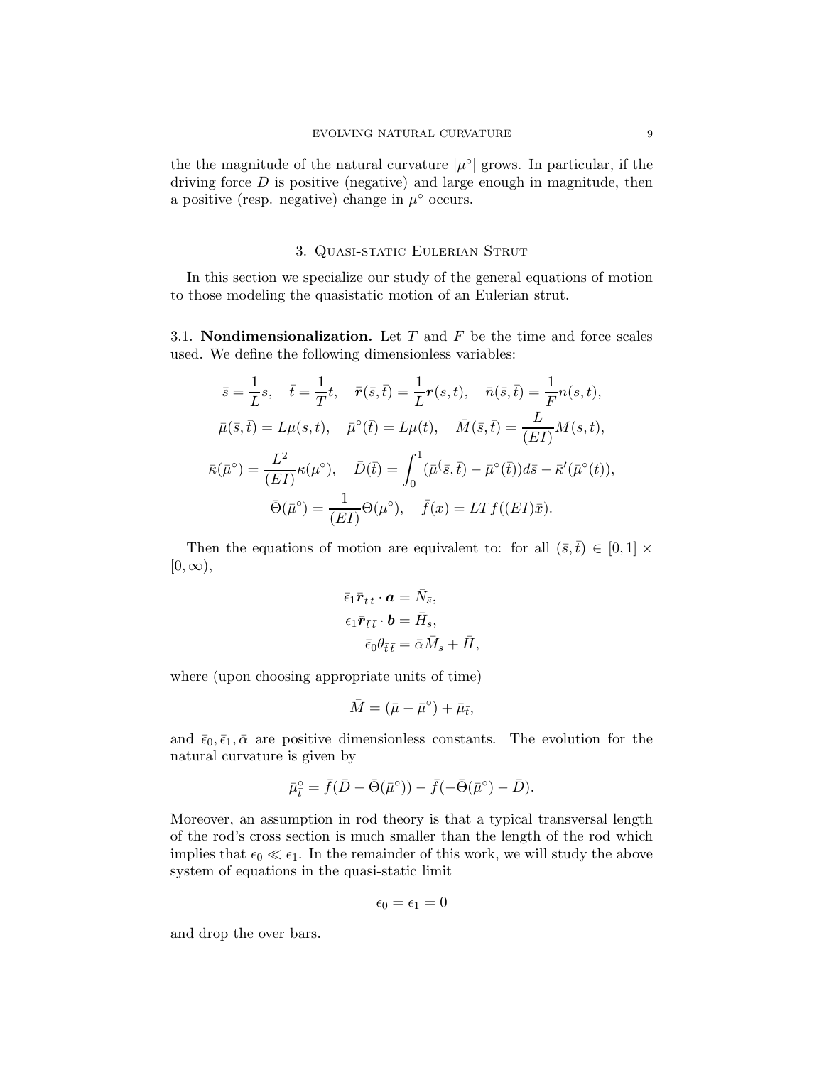the the magnitude of the natural curvature $|\mu^\circ|$ grows. In particular, if the driving force $D$ is positive (negative) and large enough in magnitude, then a positive (resp. negative) change in $\mu^\circ$ occurs.

## 3. Quasi-static Eulerian Strut

In this section we specialize our study of the general equations of motion to those modeling the quasistatic motion of an Eulerian strut.

**3.1. Nondimensionalization.** Let $T$ and $F$ be the time and force scales used. We define the following dimensionless variables:

$$
\bar{s} = \frac{1}{L}s, \quad \bar{t} = \frac{1}{T}t, \quad \bar{\boldsymbol{r}}(\bar{s},\bar{t}) = \frac{1}{L}\boldsymbol{r}(s,t), \quad \bar{n}(\bar{s},\bar{t}) = \frac{1}{F}n(s,t),
$$

$$
\bar{\mu}(\bar{s},\bar{t}) = L\mu(s,t), \quad \bar{\mu}^\circ(\bar{t}) = L\mu(t), \quad \bar{M}(\bar{s},\bar{t}) = \frac{L}{(EI)}M(s,t),
$$

$$
\bar{\kappa}(\bar{\mu}^\circ) = \frac{L^2}{(EI)}\kappa(\mu^\circ), \quad \bar{D}(\bar{t}) = \int_0^1 (\bar{\mu}^(\bar{s},\bar{t}) - \bar{\mu}^\circ(\bar{t}))d\bar{s} - \bar{\kappa}'(\bar{\mu}^\circ(t)),
$$

$$
\bar{\Theta}(\bar{\mu}^\circ) = \frac{1}{(EI)}\Theta(\mu^\circ), \quad \bar{f}(x) = LTf((EI)\bar{x}).
$$

Then the equations of motion are equivalent to: for all $(\bar{s},\bar{t}) \in [0,1] \times [0,\infty)$,

$$
\begin{aligned}
\bar{\epsilon}_1 \bar{\boldsymbol{r}}_{\bar{t}\bar{t}} \cdot \boldsymbol{a} &= \bar{N}_{\bar{s}}, \\
\epsilon_1 \bar{\boldsymbol{r}}_{\bar{t}\bar{t}} \cdot \boldsymbol{b} &= \bar{H}_{\bar{s}}, \\
\bar{\epsilon}_0 \theta_{\bar{t}\bar{t}} &= \bar{\alpha}\bar{M}_{\bar{s}} + \bar{H},
\end{aligned}
$$

where (upon choosing appropriate units of time)

$$
\bar{M} = (\bar{\mu} - \bar{\mu}^\circ) + \bar{\mu}_{\bar{t}},
$$

and $\bar{\epsilon}_0, \bar{\epsilon}_1, \bar{\alpha}$ are positive dimensionless constants. The evolution for the natural curvature is given by

$$
\bar{\mu}^\circ_{\bar{t}} = \bar{f}(\bar{D} - \bar{\Theta}(\bar{\mu}^\circ)) - \bar{f}(-\bar{\Theta}(\bar{\mu}^\circ) - \bar{D}).
$$

Moreover, an assumption in rod theory is that a typical transversal length of the rod's cross section is much smaller than the length of the rod which implies that $\epsilon_0 \ll \epsilon_1$. In the remainder of this work, we will study the above system of equations in the quasi-static limit

$$
\epsilon_0 = \epsilon_1 = 0
$$

and drop the over bars.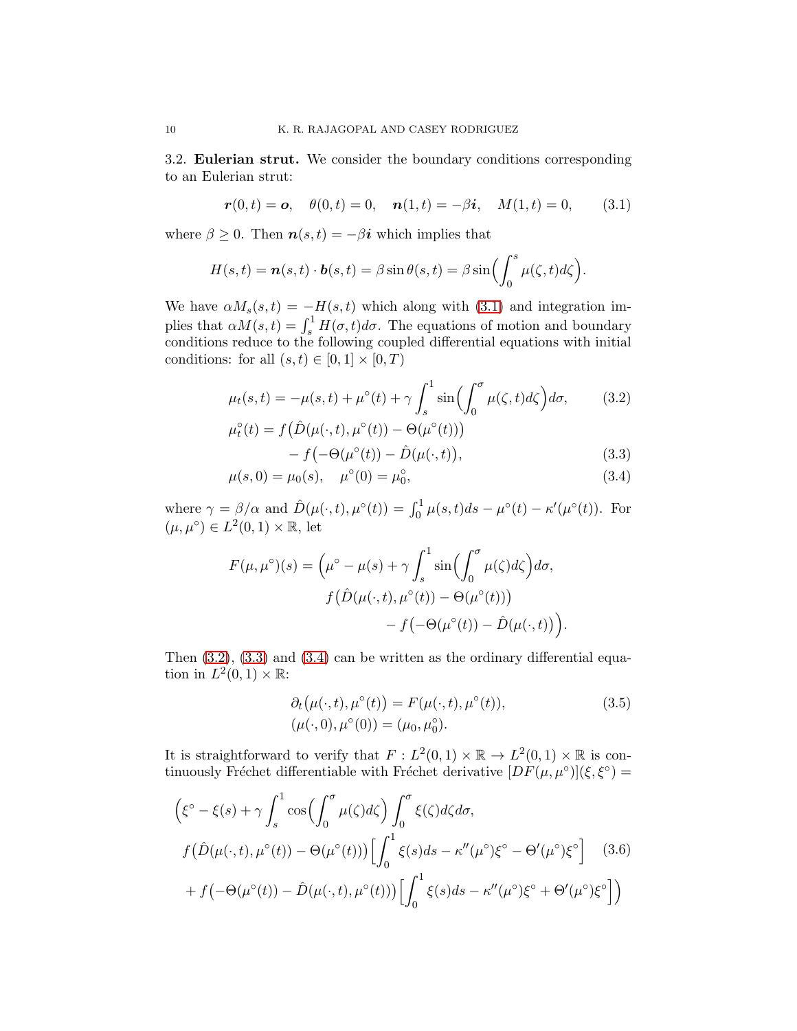3.2. **Eulerian strut.** We consider the boundary conditions corresponding to an Eulerian strut:

$$\boldsymbol{r}(0,t) = \boldsymbol{o}, \quad \theta(0,t) = 0, \quad \boldsymbol{n}(1,t) = -\beta \boldsymbol{i}, \quad M(1,t) = 0, \tag{3.1}$$

where $\beta \geq 0$. Then $\boldsymbol{n}(s,t) = -\beta \boldsymbol{i}$ which implies that

$$H(s,t) = \boldsymbol{n}(s,t) \cdot \boldsymbol{b}(s,t) = \beta \sin \theta(s,t) = \beta \sin\Big(\int_0^s \mu(\zeta, t) d\zeta\Big).$$

We have $\alpha M_s(s,t) = -H(s,t)$ which along with (3.1) and integration implies that $\alpha M(s,t) = \int_s^1 H(\sigma, t) d\sigma$. The equations of motion and boundary conditions reduce to the following coupled differential equations with initial conditions: for all $(s,t) \in [0,1] \times [0,T)$

$$\mu_t(s,t) = -\mu(s,t) + \mu^\circ(t) + \gamma \int_s^1 \sin\Big(\int_0^\sigma \mu(\zeta,t) d\zeta\Big) d\sigma, \tag{3.2}$$

$$\begin{aligned} \mu_t^\circ(t) &= f\big(\hat{D}(\mu(\cdot,t), \mu^\circ(t)) - \Theta(\mu^\circ(t))\big) \\ &\qquad - f\big(-\Theta(\mu^\circ(t)) - \hat{D}(\mu(\cdot,t)\big), \end{aligned} \tag{3.3}$$

$$\mu(s,0) = \mu_0(s), \quad \mu^\circ(0) = \mu_0^\circ, \tag{3.4}$$

where $\gamma = \beta/\alpha$ and $\hat{D}(\mu(\cdot,t), \mu^\circ(t)) = \int_0^1 \mu(s,t) ds - \mu^\circ(t) - \kappa'(\mu^\circ(t))$. For $(\mu, \mu^\circ) \in L^2(0,1) \times \mathbb{R}$, let

$$\begin{aligned} F(\mu, \mu^\circ)(s) = \Big(\mu^\circ - \mu(s) + \gamma \int_s^1 \sin\Big(\int_0^\sigma \mu(\zeta) d\zeta\Big) d\sigma,& \\ f\big(\hat{D}(\mu(\cdot,t), \mu^\circ(t)) - \Theta(\mu^\circ(t))\big)& \\ - f\big(-\Theta(\mu^\circ(t)) - \hat{D}(\mu(\cdot,t)\big)\Big)&. \end{aligned}$$

Then (3.2), (3.3) and (3.4) can be written as the ordinary differential equation in $L^2(0,1) \times \mathbb{R}$:

$$\begin{aligned} \partial_t\big(\mu(\cdot,t), \mu^\circ(t)\big) &= F(\mu(\cdot,t), \mu^\circ(t)), \\ (\mu(\cdot,0), \mu^\circ(0)) &= (\mu_0, \mu_0^\circ). \end{aligned} \tag{3.5}$$

It is straightforward to verify that $F : L^2(0,1) \times \mathbb{R} \to L^2(0,1) \times \mathbb{R}$ is continuously Fréchet differentiable with Fréchet derivative $[DF(\mu, \mu^\circ)](\xi, \xi^\circ) =$

$$\begin{aligned} &\Big(\xi^\circ - \xi(s) + \gamma \int_s^1 \cos\Big(\int_0^\sigma \mu(\zeta) d\zeta\Big) \int_0^\sigma \xi(\zeta) d\zeta d\sigma, \\ &f\big(\hat{D}(\mu(\cdot,t), \mu^\circ(t)) - \Theta(\mu^\circ(t))\big) \Big[\int_0^1 \xi(s) ds - \kappa''(\mu^\circ)\xi^\circ - \Theta'(\mu^\circ)\xi^\circ\Big] \\ &+ f\big(-\Theta(\mu^\circ(t)) - \hat{D}(\mu(\cdot,t), \mu^\circ(t))\big) \Big[\int_0^1 \xi(s) ds - \kappa''(\mu^\circ)\xi^\circ + \Theta'(\mu^\circ)\xi^\circ\Big]\Big) \end{aligned} \tag{3.6}$$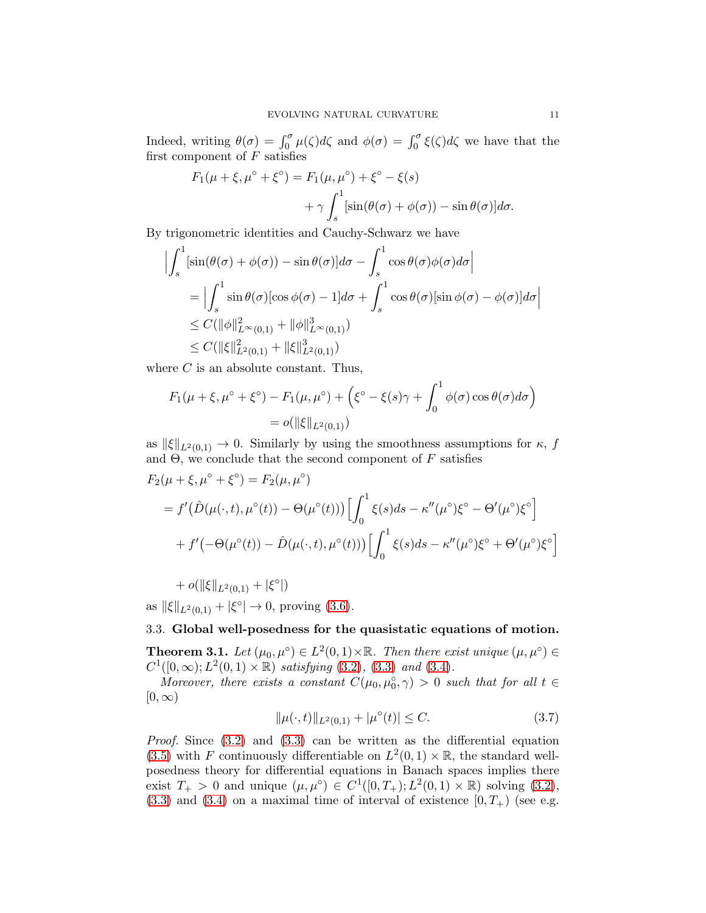Indeed, writing $\theta(\sigma) = \int_0^\sigma \mu(\zeta)d\zeta$ and $\phi(\sigma) = \int_0^\sigma \xi(\zeta)d\zeta$ we have that the first component of $F$ satisfies

$$
\begin{aligned}
F_1(\mu + \xi, \mu^\circ + \xi^\circ) = F_1(\mu, \mu^\circ) + \xi^\circ - \xi(s) \\
+ \gamma \int_s^1 [\sin(\theta(\sigma) + \phi(\sigma)) - \sin\theta(\sigma)]d\sigma.
\end{aligned}
$$

By trigonometric identities and Cauchy-Schwarz we have

$$
\begin{aligned}
&\Big| \int_s^1 [\sin(\theta(\sigma) + \phi(\sigma)) - \sin\theta(\sigma)]d\sigma - \int_s^1 \cos\theta(\sigma)\phi(\sigma)d\sigma \Big| \\
&\quad = \Big| \int_s^1 \sin\theta(\sigma)[\cos\phi(\sigma) - 1]d\sigma + \int_s^1 \cos\theta(\sigma)[\sin\phi(\sigma) - \phi(\sigma)]d\sigma \Big| \\
&\quad \le C(\|\phi\|^2_{L^\infty(0,1)} + \|\phi\|^3_{L^\infty(0,1)}) \\
&\quad \le C(\|\xi\|^2_{L^2(0,1)} + \|\xi\|^3_{L^2(0,1)})
\end{aligned}
$$

where $C$ is an absolute constant. Thus,

$$
\begin{aligned}
F_1(\mu + \xi, \mu^\circ + \xi^\circ) - F_1(\mu, \mu^\circ) + \Big(\xi^\circ - \xi(s)\gamma + \int_0^1 \phi(\sigma)\cos\theta(\sigma)d\sigma\Big) \\
= o(\|\xi\|_{L^2(0,1)})
\end{aligned}
$$

as $\|\xi\|_{L^2(0,1)} \to 0$. Similarly by using the smoothness assumptions for $\kappa$, $f$ and $\Theta$, we conclude that the second component of $F$ satisfies

$$
\begin{aligned}
&F_2(\mu + \xi, \mu^\circ + \xi^\circ) = F_2(\mu, \mu^\circ) \\
&= f'\big(\hat{D}(\mu(\cdot, t), \mu^\circ(t)) - \Theta(\mu^\circ(t))\big)\Big[\int_0^1 \xi(s)ds - \kappa''(\mu^\circ)\xi^\circ - \Theta'(\mu^\circ)\xi^\circ\Big] \\
&\quad + f'\big(-\Theta(\mu^\circ(t)) - \hat{D}(\mu(\cdot, t), \mu^\circ(t))\big)\Big[\int_0^1 \xi(s)ds - \kappa''(\mu^\circ)\xi^\circ + \Theta'(\mu^\circ)\xi^\circ\Big] \\
&\quad + o(\|\xi\|_{L^2(0,1)} + |\xi^\circ|)
\end{aligned}
$$

as $\|\xi\|_{L^2(0,1)} + |\xi^\circ| \to 0$, proving (3.6).

### 3.3. Global well-posedness for the quasistatic equations of motion.

**Theorem 3.1.** *Let $(\mu_0, \mu^\circ) \in L^2(0,1) \times \mathbb{R}$. Then there exist unique $(\mu, \mu^\circ) \in C^1([0,\infty); L^2(0,1) \times \mathbb{R})$ satisfying (3.2), (3.3) and (3.4).*

*Moreover, there exists a constant $C(\mu_0, \mu_0^\circ, \gamma) > 0$ such that for all $t \in [0, \infty)$*

$$
\|\mu(\cdot, t)\|_{L^2(0,1)} + |\mu^\circ(t)| \le C. \tag{3.7}
$$

*Proof.* Since (3.2) and (3.3) can be written as the differential equation (3.5) with $F$ continuously differentiable on $L^2(0,1) \times \mathbb{R}$, the standard well-posedness theory for differential equations in Banach spaces implies there exist $T_+ > 0$ and unique $(\mu, \mu^\circ) \in C^1([0, T_+); L^2(0,1) \times \mathbb{R})$ solving (3.2), (3.3) and (3.4) on a maximal time of interval of existence $[0, T_+)$ (see e.g.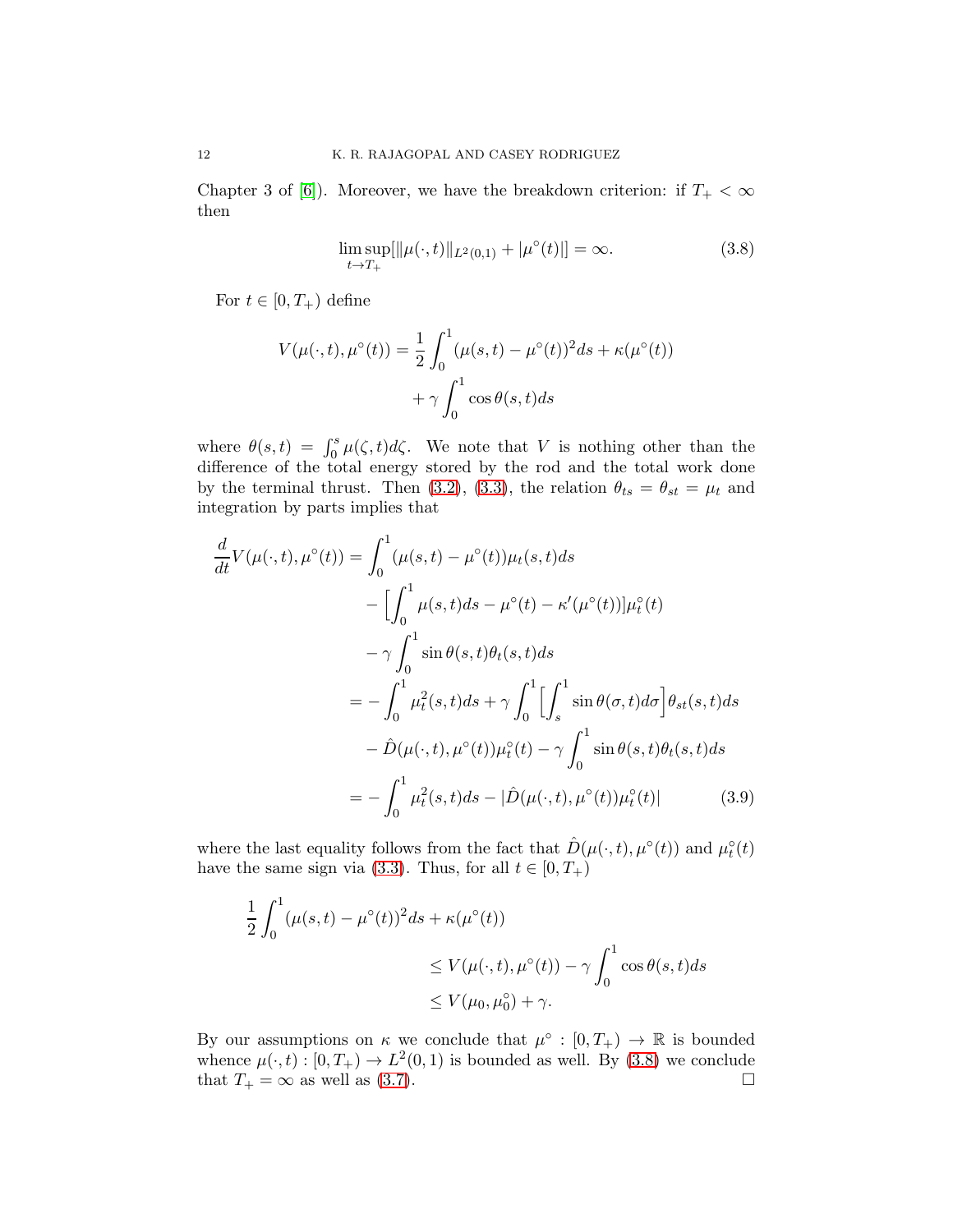Chapter 3 of [6]). Moreover, we have the breakdown criterion: if $T_+ < \infty$ then

$$\limsup_{t \to T_+} [\|\mu(\cdot,t)\|_{L^2(0,1)} + |\mu^\circ(t)|] = \infty. \tag{3.8}$$

For $t \in [0, T_+)$ define

$$\begin{aligned} V(\mu(\cdot,t), \mu^\circ(t)) = \frac{1}{2}\int_0^1 (\mu(s,t) - \mu^\circ(t))^2 ds + \kappa(\mu^\circ(t)) \\ + \gamma \int_0^1 \cos\theta(s,t) ds \end{aligned}$$

where $\theta(s,t) = \int_0^s \mu(\zeta, t) d\zeta$. We note that $V$ is nothing other than the difference of the total energy stored by the rod and the total work done by the terminal thrust. Then (3.2), (3.3), the relation $\theta_{ts} = \theta_{st} = \mu_t$ and integration by parts implies that

$$\begin{aligned} \frac{d}{dt} V(\mu(\cdot,t), \mu^\circ(t)) &= \int_0^1 (\mu(s,t) - \mu^\circ(t)) \mu_t(s,t) ds \\ &\quad - \Big[\int_0^1 \mu(s,t) ds - \mu^\circ(t) - \kappa'(\mu^\circ(t))\Big] \mu^\circ_t(t) \\ &\quad - \gamma \int_0^1 \sin\theta(s,t) \theta_t(s,t) ds \\ &= -\int_0^1 \mu_t^2(s,t) ds + \gamma \int_0^1 \Big[\int_s^1 \sin\theta(\sigma,t) d\sigma\Big] \theta_{st}(s,t) ds \\ &\quad - \hat{D}(\mu(\cdot,t), \mu^\circ(t)) \mu^\circ_t(t) - \gamma \int_0^1 \sin\theta(s,t)\theta_t(s,t) ds \\ &= -\int_0^1 \mu_t^2(s,t) ds - |\hat{D}(\mu(\cdot,t), \mu^\circ(t)) \mu^\circ_t(t)| \end{aligned} \tag{3.9}$$

where the last equality follows from the fact that $\hat{D}(\mu(\cdot,t), \mu^\circ(t))$ and $\mu^\circ_t(t)$ have the same sign via (3.3). Thus, for all $t \in [0, T_+)$

$$\begin{aligned} \frac{1}{2}\int_0^1 (\mu(s,t) - \mu^\circ(t))^2 ds + \kappa(\mu^\circ(t)) \\ \leq V(\mu(\cdot,t), \mu^\circ(t)) - \gamma \int_0^1 \cos\theta(s,t) ds \\ \leq V(\mu_0, \mu^\circ_0) + \gamma. \end{aligned}$$

By our assumptions on $\kappa$ we conclude that $\mu^\circ : [0, T_+) \to \mathbb{R}$ is bounded whence $\mu(\cdot,t) : [0, T_+) \to L^2(0,1)$ is bounded as well. By (3.8) we conclude that $T_+ = \infty$ as well as (3.7). $\square$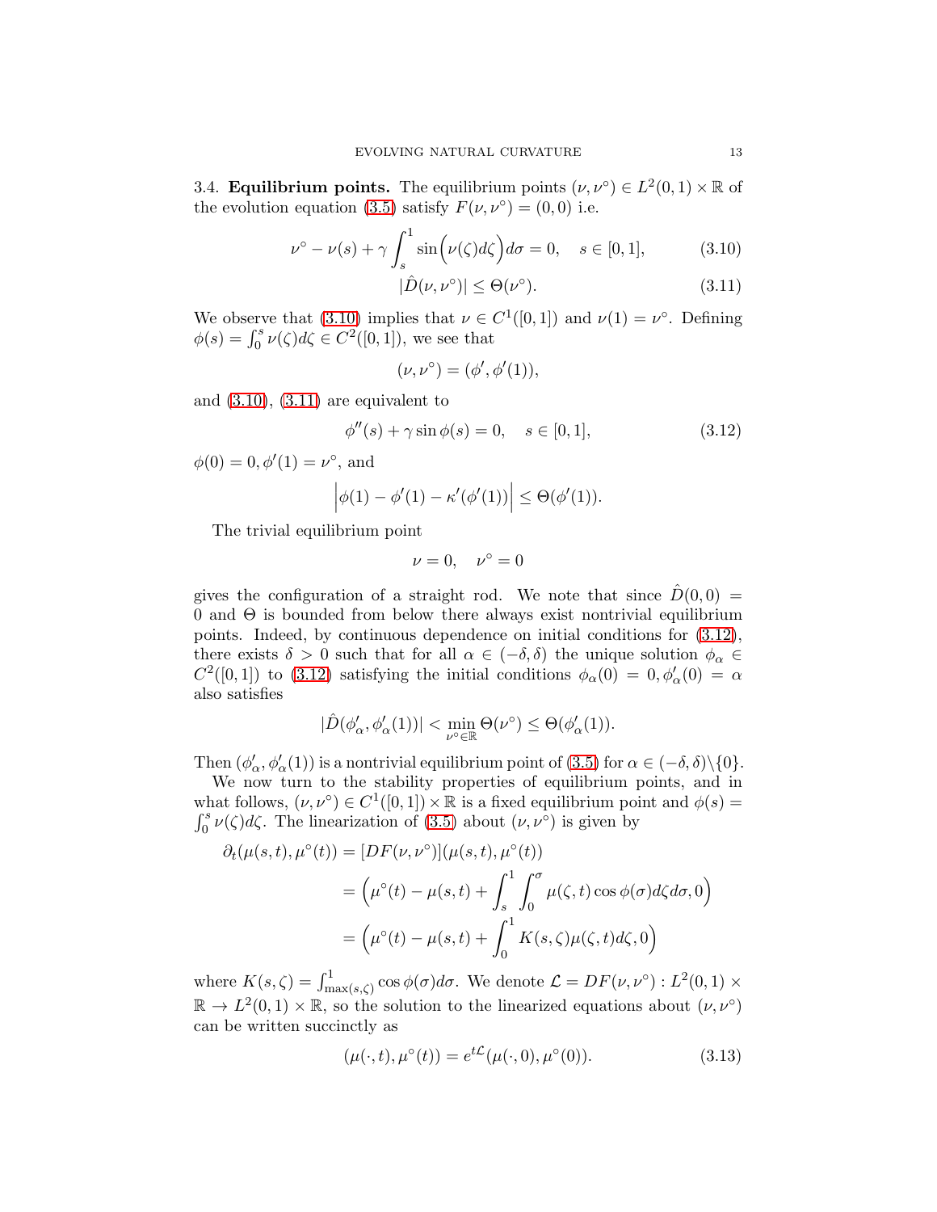3.4. **Equilibrium points.** The equilibrium points $(\nu, \nu^\circ) \in L^2(0,1) \times \mathbb{R}$ of the evolution equation (3.5) satisfy $F(\nu, \nu^\circ) = (0,0)$ i.e.

$$\nu^\circ - \nu(s) + \gamma \int_s^1 \sin\Big(\nu(\zeta) d\zeta\Big) d\sigma = 0, \quad s \in [0,1], \tag{3.10}$$

$$|\hat{D}(\nu, \nu^\circ)| \leq \Theta(\nu^\circ). \tag{3.11}$$

We observe that (3.10) implies that $\nu \in C^1([0,1])$ and $\nu(1) = \nu^\circ$. Defining $\phi(s) = \int_0^s \nu(\zeta) d\zeta \in C^2([0,1])$, we see that

$$(\nu, \nu^\circ) = (\phi', \phi'(1)),$$

and (3.10), (3.11) are equivalent to

$$\phi''(s) + \gamma \sin \phi(s) = 0, \quad s \in [0,1], \tag{3.12}$$

$\phi(0) = 0, \phi'(1) = \nu^\circ$, and

$$\Big| \phi(1) - \phi'(1) - \kappa'(\phi'(1)) \Big| \leq \Theta(\phi'(1)).$$

The trivial equilibrium point

$$\nu = 0, \quad \nu^\circ = 0$$

gives the configuration of a straight rod. We note that since $\hat{D}(0,0) = 0$ and $\Theta$ is bounded from below there always exist nontrivial equilibrium points. Indeed, by continuous dependence on initial conditions for (3.12), there exists $\delta > 0$ such that for all $\alpha \in (-\delta, \delta)$ the unique solution $\phi_\alpha \in C^2([0,1])$ to (3.12) satisfying the initial conditions $\phi_\alpha(0) = 0, \phi'_\alpha(0) = \alpha$ also satisfies

$$|\hat{D}(\phi'_\alpha, \phi'_\alpha(1))| < \min_{\nu^\circ \in \mathbb{R}} \Theta(\nu^\circ) \leq \Theta(\phi'_\alpha(1)).$$

Then $(\phi'_\alpha, \phi'_\alpha(1))$ is a nontrivial equilibrium point of (3.5) for $\alpha \in (-\delta, \delta) \backslash \{0\}$.

We now turn to the stability properties of equilibrium points, and in what follows, $(\nu, \nu^\circ) \in C^1([0,1]) \times \mathbb{R}$ is a fixed equilibrium point and $\phi(s) = \int_0^s \nu(\zeta) d\zeta$. The linearization of (3.5) about $(\nu, \nu^\circ)$ is given by

$$\begin{aligned}
\partial_t (\mu(s,t), \mu^\circ(t)) &= [DF(\nu, \nu^\circ)](\mu(s,t), \mu^\circ(t)) \\
&= \Big( \mu^\circ(t) - \mu(s,t) + \int_s^1 \int_0^\sigma \mu(\zeta, t) \cos \phi(\sigma) d\zeta d\sigma, 0 \Big) \\
&= \Big( \mu^\circ(t) - \mu(s,t) + \int_0^1 K(s,\zeta) \mu(\zeta, t) d\zeta, 0 \Big)
\end{aligned}$$

where $K(s,\zeta) = \int_{\max(s,\zeta)}^1 \cos \phi(\sigma) d\sigma$. We denote $\mathcal{L} = DF(\nu, \nu^\circ) : L^2(0,1) \times \mathbb{R} \to L^2(0,1) \times \mathbb{R}$, so the solution to the linearized equations about $(\nu, \nu^\circ)$ can be written succinctly as

$$(\mu(\cdot, t), \mu^\circ(t)) = e^{t\mathcal{L}} (\mu(\cdot, 0), \mu^\circ(0)). \tag{3.13}$$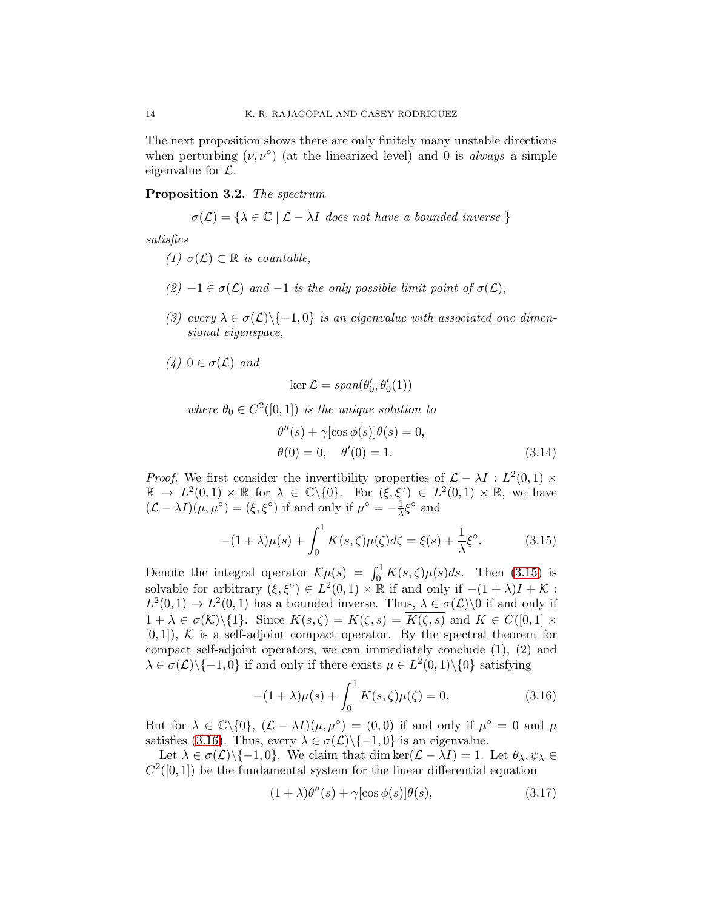The next proposition shows there are only finitely many unstable directions when perturbing $(\nu, \nu^\circ)$ (at the linearized level) and 0 is *always* a simple eigenvalue for $\mathcal{L}$.

**Proposition 3.2.** *The spectrum*

$$\sigma(\mathcal{L}) = \{\lambda \in \mathbb{C} \mid \mathcal{L} - \lambda I \text{ does not have a bounded inverse }\}$$

*satisfies*

(1) $\sigma(\mathcal{L}) \subset \mathbb{R}$ *is countable,*

(2) $-1 \in \sigma(\mathcal{L})$ *and* $-1$ *is the only possible limit point of* $\sigma(\mathcal{L})$*,*

(3) *every* $\lambda \in \sigma(\mathcal{L})\backslash\{-1, 0\}$ *is an eigenvalue with associated one dimensional eigenspace,*

(4) $0 \in \sigma(\mathcal{L})$ *and*

$$\ker \mathcal{L} = \mathit{span}(\theta_0', \theta_0'(1))$$

*where* $\theta_0 \in C^2([0,1])$ *is the unique solution to*

$$\begin{aligned} &\theta''(s) + \gamma[\cos\phi(s)]\theta(s) = 0, \\ &\theta(0) = 0, \quad \theta'(0) = 1. \end{aligned} \tag{3.14}$$

*Proof.* We first consider the invertibility properties of $\mathcal{L} - \lambda I : L^2(0,1) \times \mathbb{R} \to L^2(0,1) \times \mathbb{R}$ for $\lambda \in \mathbb{C}\backslash\{0\}$. For $(\xi, \xi^\circ) \in L^2(0,1) \times \mathbb{R}$, we have $(\mathcal{L} - \lambda I)(\mu, \mu^\circ) = (\xi, \xi^\circ)$ if and only if $\mu^\circ = -\frac{1}{\lambda}\xi^\circ$ and

$$-(1+\lambda)\mu(s) + \int_0^1 K(s,\zeta)\mu(\zeta)d\zeta = \xi(s) + \frac{1}{\lambda}\xi^\circ. \tag{3.15}$$

Denote the integral operator $\mathcal{K}\mu(s) = \int_0^1 K(s,\zeta)\mu(s)ds$. Then (3.15) is solvable for arbitrary $(\xi, \xi^\circ) \in L^2(0,1) \times \mathbb{R}$ if and only if $-(1+\lambda)I + \mathcal{K} : L^2(0,1) \to L^2(0,1)$ has a bounded inverse. Thus, $\lambda \in \sigma(\mathcal{L})\backslash 0$ if and only if $1 + \lambda \in \sigma(\mathcal{K})\backslash\{1\}$. Since $K(s,\zeta) = K(\zeta,s) = \overline{K(\zeta,s)}$ and $K \in C([0,1] \times [0,1])$, $\mathcal{K}$ is a self-adjoint compact operator. By the spectral theorem for compact self-adjoint operators, we can immediately conclude (1), (2) and $\lambda \in \sigma(\mathcal{L})\backslash\{-1,0\}$ if and only if there exists $\mu \in L^2(0,1)\backslash\{0\}$ satisfying

$$-(1+\lambda)\mu(s) + \int_0^1 K(s,\zeta)\mu(\zeta) = 0. \tag{3.16}$$

But for $\lambda \in \mathbb{C}\backslash\{0\}$, $(\mathcal{L} - \lambda I)(\mu, \mu^\circ) = (0,0)$ if and only if $\mu^\circ = 0$ and $\mu$ satisfies (3.16). Thus, every $\lambda \in \sigma(\mathcal{L})\backslash\{-1,0\}$ is an eigenvalue.

Let $\lambda \in \sigma(\mathcal{L})\backslash\{-1,0\}$. We claim that $\dim\ker(\mathcal{L} - \lambda I) = 1$. Let $\theta_\lambda, \psi_\lambda \in C^2([0,1])$ be the fundamental system for the linear differential equation

$$(1+\lambda)\theta''(s) + \gamma[\cos\phi(s)]\theta(s), \tag{3.17}$$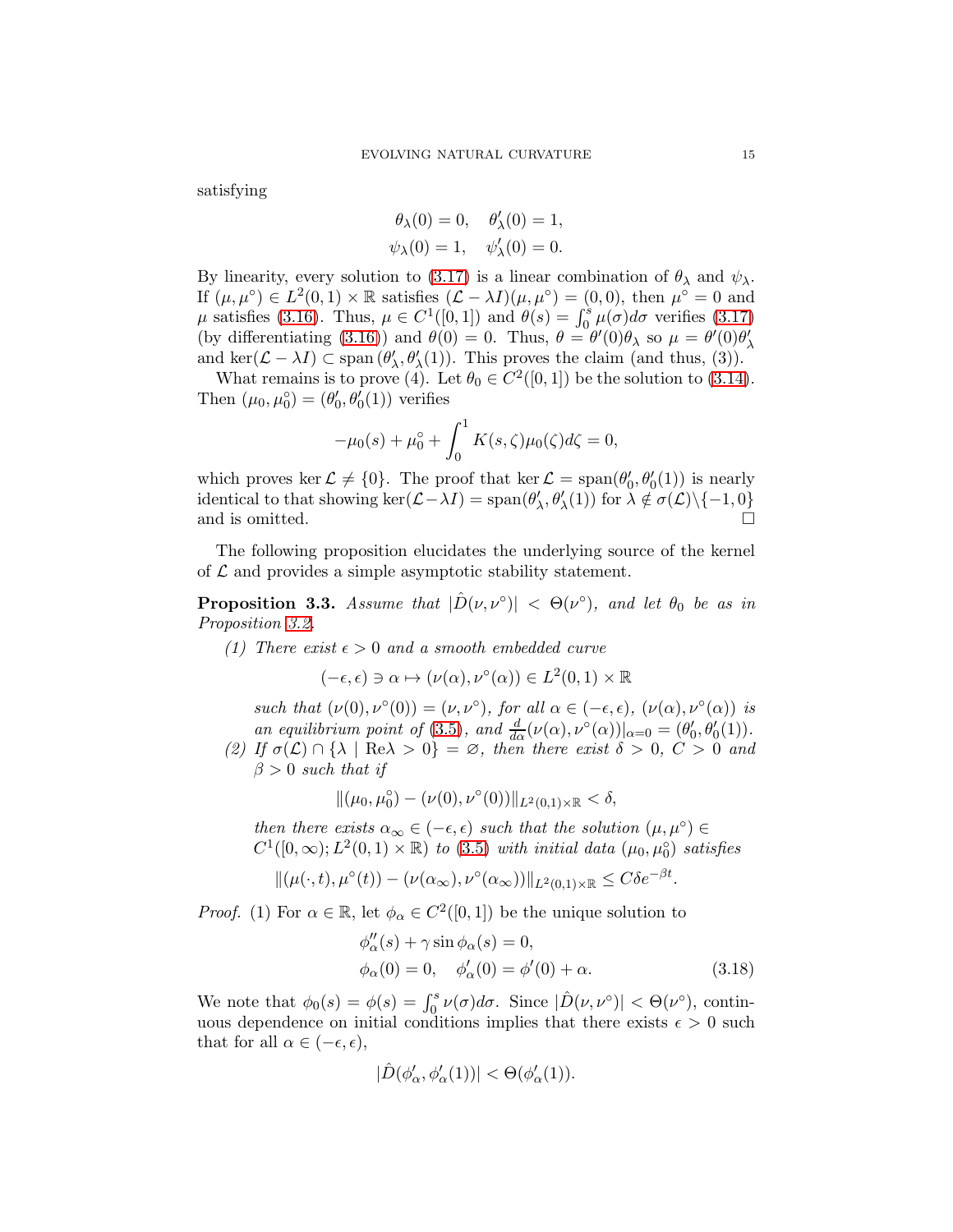satisfying

$$\theta_\lambda(0) = 0, \quad \theta_\lambda'(0) = 1,$$
$$\psi_\lambda(0) = 1, \quad \psi_\lambda'(0) = 0.$$

By linearity, every solution to (3.17) is a linear combination of $\theta_\lambda$ and $\psi_\lambda$. If $(\mu, \mu^\circ) \in L^2(0,1) \times \mathbb{R}$ satisfies $(\mathcal{L} - \lambda I)(\mu, \mu^\circ) = (0, 0)$, then $\mu^\circ = 0$ and $\mu$ satisfies (3.16). Thus, $\mu \in C^1([0,1])$ and $\theta(s) = \int_0^s \mu(\sigma)d\sigma$ verifies (3.17) (by differentiating (3.16)) and $\theta(0) = 0$. Thus, $\theta = \theta'(0)\theta_\lambda$ so $\mu = \theta'(0)\theta_\lambda'$ and $\ker(\mathcal{L} - \lambda I) \subset \mathrm{span}\,(\theta_\lambda', \theta_\lambda'(1))$. This proves the claim (and thus, (3)).

What remains is to prove (4). Let $\theta_0 \in C^2([0,1])$ be the solution to (3.14). Then $(\mu_0, \mu_0^\circ) = (\theta_0', \theta_0'(1))$ verifies

$$-\mu_0(s) + \mu_0^\circ + \int_0^1 K(s,\zeta)\mu_0(\zeta)d\zeta = 0,$$

which proves $\ker \mathcal{L} \neq \{0\}$. The proof that $\ker \mathcal{L} = \mathrm{span}(\theta_0', \theta_0'(1))$ is nearly identical to that showing $\ker(\mathcal{L} - \lambda I) = \mathrm{span}(\theta_\lambda', \theta_\lambda'(1))$ for $\lambda \notin \sigma(\mathcal{L}) \backslash \{-1, 0\}$ and is omitted. $\square$

The following proposition elucidates the underlying source of the kernel of $\mathcal{L}$ and provides a simple asymptotic stability statement.

**Proposition 3.3.** *Assume that $|\hat{D}(\nu, \nu^\circ)| < \Theta(\nu^\circ)$, and let $\theta_0$ be as in Proposition 3.2.*

*(1) There exist $\epsilon > 0$ and a smooth embedded curve*

$$(-\epsilon, \epsilon) \ni \alpha \mapsto (\nu(\alpha), \nu^\circ(\alpha)) \in L^2(0,1) \times \mathbb{R}$$

*such that $(\nu(0), \nu^\circ(0)) = (\nu, \nu^\circ)$, for all $\alpha \in (-\epsilon, \epsilon)$, $(\nu(\alpha), \nu^\circ(\alpha))$ is an equilibrium point of (3.5), and $\frac{d}{d\alpha}(\nu(\alpha), \nu^\circ(\alpha))|_{\alpha=0} = (\theta_0', \theta_0'(1))$.*

*(2) If $\sigma(\mathcal{L}) \cap \{\lambda \mid \mathrm{Re}\lambda > 0\} = \varnothing$, then there exist $\delta > 0$, $C > 0$ and $\beta > 0$ such that if*

$$\|(\mu_0, \mu_0^\circ) - (\nu(0), \nu^\circ(0))\|_{L^2(0,1)\times\mathbb{R}} < \delta,$$

*then there exists $\alpha_\infty \in (-\epsilon, \epsilon)$ such that the solution $(\mu, \mu^\circ) \in C^1([0,\infty); L^2(0,1) \times \mathbb{R})$ to (3.5) with initial data $(\mu_0, \mu_0^\circ)$ satisfies*

$$\|(\mu(\cdot, t), \mu^\circ(t)) - (\nu(\alpha_\infty), \nu^\circ(\alpha_\infty))\|_{L^2(0,1)\times\mathbb{R}} \leq C\delta e^{-\beta t}.$$

*Proof.* (1) For $\alpha \in \mathbb{R}$, let $\phi_\alpha \in C^2([0,1])$ be the unique solution to

$$\begin{aligned}
&\phi_\alpha''(s) + \gamma \sin\phi_\alpha(s) = 0, \\
&\phi_\alpha(0) = 0, \quad \phi_\alpha'(0) = \phi'(0) + \alpha.
\end{aligned} \tag{3.18}$$

We note that $\phi_0(s) = \phi(s) = \int_0^s \nu(\sigma)d\sigma$. Since $|\hat{D}(\nu, \nu^\circ)| < \Theta(\nu^\circ)$, continuous dependence on initial conditions implies that there exists $\epsilon > 0$ such that for all $\alpha \in (-\epsilon, \epsilon)$,

$$|\hat{D}(\phi_\alpha', \phi_\alpha'(1))| < \Theta(\phi_\alpha'(1)).$$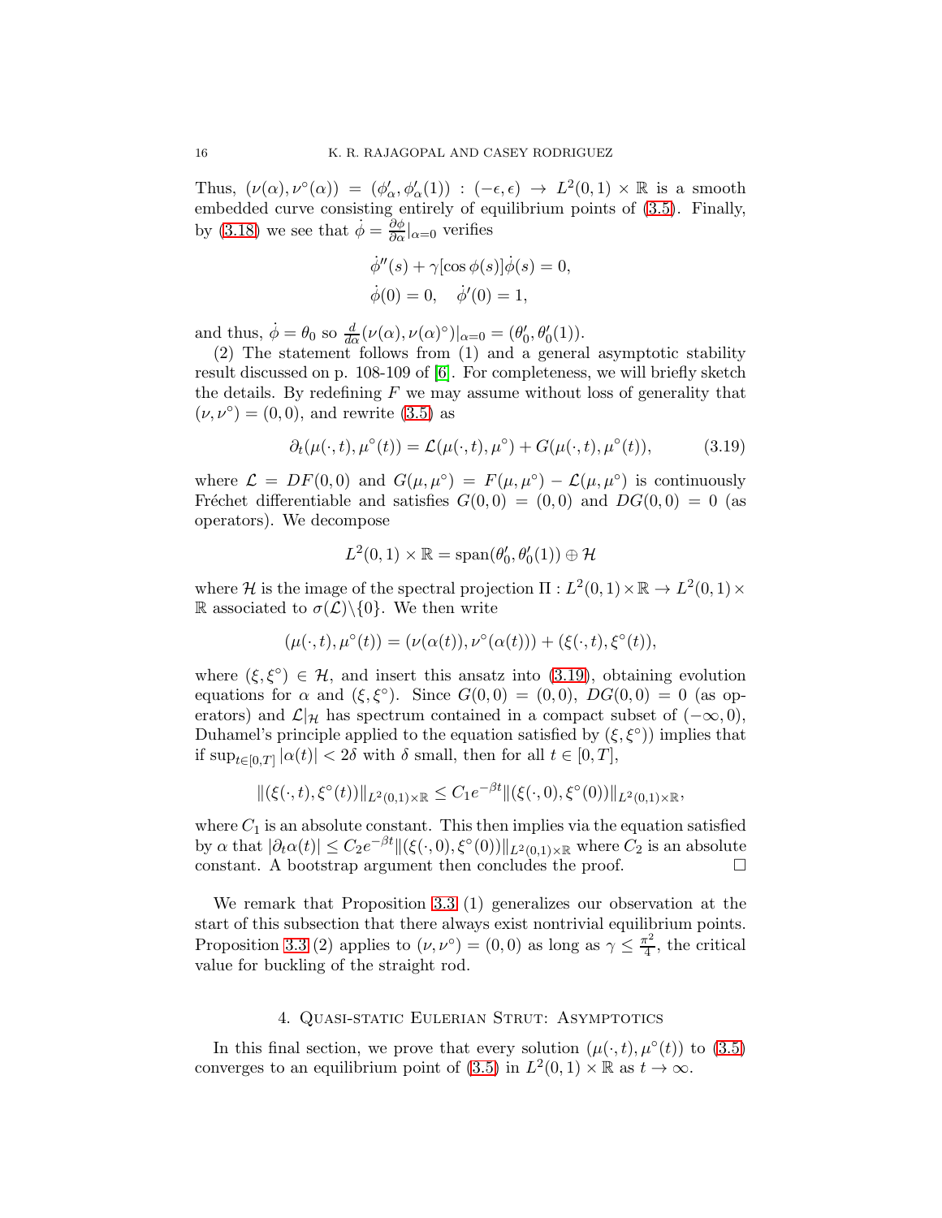Thus, $(\nu(\alpha), \nu^\circ(\alpha)) = (\phi'_\alpha, \phi'_\alpha(1)) : (-\epsilon, \epsilon) \to L^2(0,1) \times \mathbb{R}$ is a smooth embedded curve consisting entirely of equilibrium points of (3.5). Finally, by (3.18) we see that $\dot{\phi} = \frac{\partial \phi}{\partial \alpha}|_{\alpha=0}$ verifies

$$
\begin{aligned}
&\dot{\phi}''(s) + \gamma[\cos \phi(s)]\dot{\phi}(s) = 0, \\
&\dot{\phi}(0) = 0, \quad \dot{\phi}'(0) = 1,
\end{aligned}
$$

and thus, $\dot{\phi} = \theta_0$ so $\frac{d}{d\alpha}(\nu(\alpha), \nu(\alpha)^\circ)|_{\alpha=0} = (\theta'_0, \theta'_0(1))$.

(2) The statement follows from (1) and a general asymptotic stability result discussed on p. 108-109 of [6]. For completeness, we will briefly sketch the details. By redefining $F$ we may assume without loss of generality that $(\nu, \nu^\circ) = (0,0)$, and rewrite (3.5) as

$$
\partial_t(\mu(\cdot,t), \mu^\circ(t)) = \mathcal{L}(\mu(\cdot,t), \mu^\circ) + G(\mu(\cdot,t), \mu^\circ(t)), \tag{3.19}
$$

where $\mathcal{L} = DF(0,0)$ and $G(\mu, \mu^\circ) = F(\mu, \mu^\circ) - \mathcal{L}(\mu, \mu^\circ)$ is continuously Fréchet differentiable and satisfies $G(0,0) = (0,0)$ and $DG(0,0) = 0$ (as operators). We decompose

$$
L^2(0,1) \times \mathbb{R} = \operatorname{span}(\theta'_0, \theta'_0(1)) \oplus \mathcal{H}
$$

where $\mathcal{H}$ is the image of the spectral projection $\Pi : L^2(0,1) \times \mathbb{R} \to L^2(0,1) \times \mathbb{R}$ associated to $\sigma(\mathcal{L}) \backslash \{0\}$. We then write

$$
(\mu(\cdot,t), \mu^\circ(t)) = (\nu(\alpha(t)), \nu^\circ(\alpha(t))) + (\xi(\cdot,t), \xi^\circ(t)),
$$

where $(\xi, \xi^\circ) \in \mathcal{H}$, and insert this ansatz into (3.19), obtaining evolution equations for $\alpha$ and $(\xi, \xi^\circ)$. Since $G(0,0) = (0,0)$, $DG(0,0) = 0$ (as operators) and $\mathcal{L}|_{\mathcal{H}}$ has spectrum contained in a compact subset of $(-\infty, 0)$, Duhamel's principle applied to the equation satisfied by $(\xi, \xi^\circ)$) implies that if $\sup_{t \in [0,T]} |\alpha(t)| < 2\delta$ with $\delta$ small, then for all $t \in [0,T]$,

$$
\|(\xi(\cdot,t), \xi^\circ(t))\|_{L^2(0,1)\times\mathbb{R}} \leq C_1 e^{-\beta t} \|(\xi(\cdot,0), \xi^\circ(0))\|_{L^2(0,1)\times\mathbb{R}},
$$

where $C_1$ is an absolute constant. This then implies via the equation satisfied by $\alpha$ that $|\partial_t \alpha(t)| \leq C_2 e^{-\beta t} \|(\xi(\cdot,0), \xi^\circ(0))\|_{L^2(0,1)\times\mathbb{R}}$ where $C_2$ is an absolute constant. A bootstrap argument then concludes the proof. $\square$

We remark that Proposition 3.3 (1) generalizes our observation at the start of this subsection that there always exist nontrivial equilibrium points. Proposition 3.3 (2) applies to $(\nu, \nu^\circ) = (0,0)$ as long as $\gamma \leq \frac{\pi^2}{4}$, the critical value for buckling of the straight rod.

## 4. Quasi-static Eulerian Strut: Asymptotics

In this final section, we prove that every solution $(\mu(\cdot,t), \mu^\circ(t))$ to (3.5) converges to an equilibrium point of (3.5) in $L^2(0,1) \times \mathbb{R}$ as $t \to \infty$.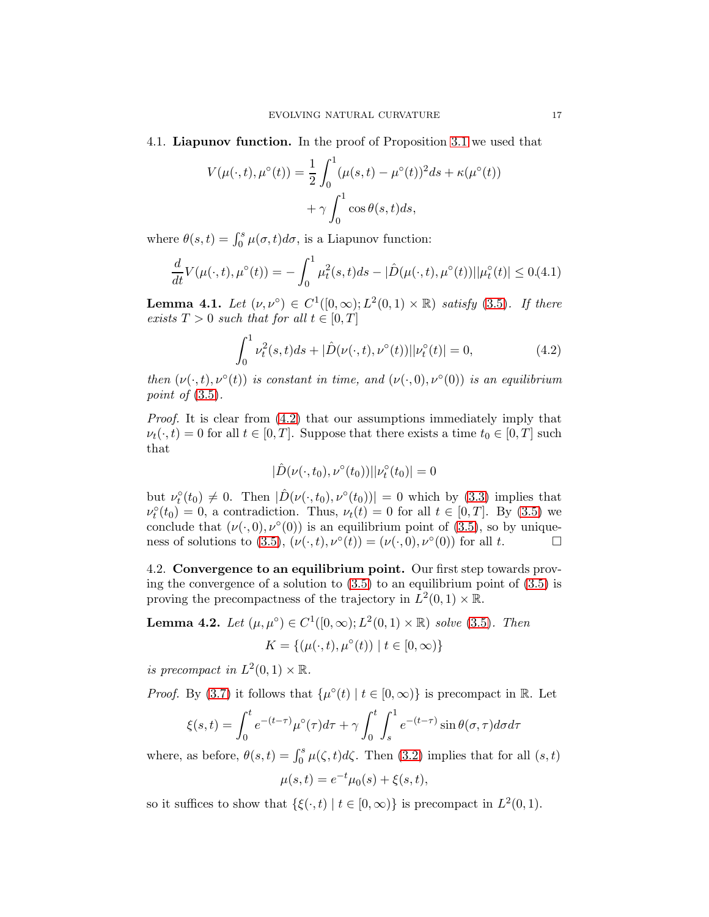### 4.1. Liapunov function.

In the proof of Proposition 3.1 we used that

$$V(\mu(\cdot,t),\mu^\circ(t)) = \frac{1}{2}\int_0^1 (\mu(s,t)-\mu^\circ(t))^2 ds + \kappa(\mu^\circ(t)) + \gamma\int_0^1 \cos\theta(s,t)ds,$$

where $\theta(s,t)=\int_0^s \mu(\sigma,t)d\sigma$, is a Liapunov function:

$$\frac{d}{dt}V(\mu(\cdot,t),\mu^\circ(t)) = -\int_0^1 \mu_t^2(s,t)ds - |\hat{D}(\mu(\cdot,t),\mu^\circ(t))||\mu_t^\circ(t)| \le 0. \tag{4.1}$$

**Lemma 4.1.** *Let $(\nu,\nu^\circ)\in C^1([0,\infty);L^2(0,1)\times\mathbb{R})$ satisfy (3.5). If there exists $T>0$ such that for all $t\in[0,T]$*

$$\int_0^1 \nu_t^2(s,t)ds + |\hat{D}(\nu(\cdot,t),\nu^\circ(t))||\nu_t^\circ(t)| = 0, \tag{4.2}$$

*then $(\nu(\cdot,t),\nu^\circ(t))$ is constant in time, and $(\nu(\cdot,0),\nu^\circ(0))$ is an equilibrium point of (3.5).*

*Proof.* It is clear from (4.2) that our assumptions immediately imply that $\nu_t(\cdot,t)=0$ for all $t\in[0,T]$. Suppose that there exists a time $t_0\in[0,T]$ such that

$$|\hat{D}(\nu(\cdot,t_0),\nu^\circ(t_0))||\nu_t^\circ(t_0)| = 0$$

but $\nu_t^\circ(t_0)\neq 0$. Then $|\hat{D}(\nu(\cdot,t_0),\nu^\circ(t_0))|=0$ which by (3.3) implies that $\nu_t^\circ(t_0)=0$, a contradiction. Thus, $\nu_t(t)=0$ for all $t\in[0,T]$. By (3.5) we conclude that $(\nu(\cdot,0),\nu^\circ(0))$ is an equilibrium point of (3.5), so by uniqueness of solutions to (3.5), $(\nu(\cdot,t),\nu^\circ(t))=(\nu(\cdot,0),\nu^\circ(0))$ for all $t$. □

### 4.2. Convergence to an equilibrium point.

Our first step towards proving the convergence of a solution to (3.5) to an equilibrium point of (3.5) is proving the precompactness of the trajectory in $L^2(0,1)\times\mathbb{R}$.

**Lemma 4.2.** *Let $(\mu,\mu^\circ)\in C^1([0,\infty);L^2(0,1)\times\mathbb{R})$ solve (3.5). Then*

$$K=\{(\mu(\cdot,t),\mu^\circ(t)) \mid t\in[0,\infty)\}$$

*is precompact in $L^2(0,1)\times\mathbb{R}$.*

*Proof.* By (3.7) it follows that $\{\mu^\circ(t)\mid t\in[0,\infty)\}$ is precompact in $\mathbb{R}$. Let

$$\xi(s,t)=\int_0^t e^{-(t-\tau)}\mu^\circ(\tau)d\tau + \gamma\int_0^t\int_s^1 e^{-(t-\tau)}\sin\theta(\sigma,\tau)d\sigma d\tau$$

where, as before, $\theta(s,t)=\int_0^s\mu(\zeta,t)d\zeta$. Then (3.2) implies that for all $(s,t)$

$$\mu(s,t)=e^{-t}\mu_0(s)+\xi(s,t),$$

so it suffices to show that $\{\xi(\cdot,t)\mid t\in[0,\infty)\}$ is precompact in $L^2(0,1)$.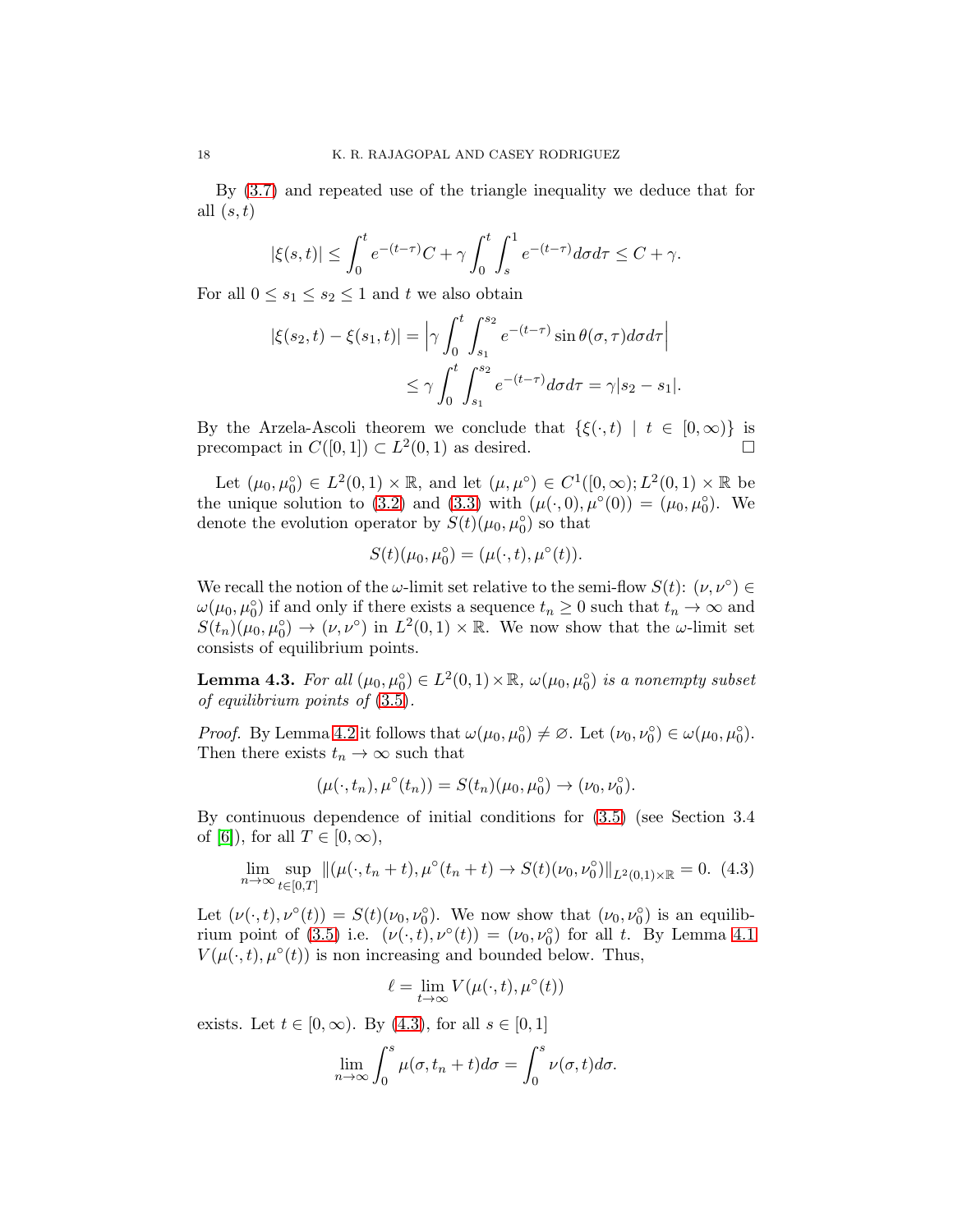By (3.7) and repeated use of the triangle inequality we deduce that for all $(s,t)$

$$|\xi(s,t)| \le \int_0^t e^{-(t-\tau)} C + \gamma \int_0^t \int_s^1 e^{-(t-\tau)} d\sigma d\tau \le C + \gamma.$$

For all $0 \le s_1 \le s_2 \le 1$ and $t$ we also obtain

$$\begin{aligned}|\xi(s_2,t) - \xi(s_1,t)| &= \Big|\gamma \int_0^t \int_{s_1}^{s_2} e^{-(t-\tau)} \sin\theta(\sigma,\tau) d\sigma d\tau\Big| \\ &\le \gamma \int_0^t \int_{s_1}^{s_2} e^{-(t-\tau)} d\sigma d\tau = \gamma |s_2 - s_1|.\end{aligned}$$

By the Arzela-Ascoli theorem we conclude that $\{\xi(\cdot,t) \mid t \in [0,\infty)\}$ is precompact in $C([0,1]) \subset L^2(0,1)$ as desired. $\square$

Let $(\mu_0, \mu_0^\circ) \in L^2(0,1) \times \mathbb{R}$, and let $(\mu, \mu^\circ) \in C^1([0,\infty); L^2(0,1) \times \mathbb{R}$ be the unique solution to (3.2) and (3.3) with $(\mu(\cdot,0), \mu^\circ(0)) = (\mu_0, \mu_0^\circ)$. We denote the evolution operator by $S(t)(\mu_0, \mu_0^\circ)$ so that

$$S(t)(\mu_0, \mu_0^\circ) = (\mu(\cdot,t), \mu^\circ(t)).$$

We recall the notion of the $\omega$-limit set relative to the semi-flow $S(t)$: $(\nu, \nu^\circ) \in \omega(\mu_0, \mu_0^\circ)$ if and only if there exists a sequence $t_n \ge 0$ such that $t_n \to \infty$ and $S(t_n)(\mu_0, \mu_0^\circ) \to (\nu, \nu^\circ)$ in $L^2(0,1) \times \mathbb{R}$. We now show that the $\omega$-limit set consists of equilibrium points.

**Lemma 4.3.** *For all $(\mu_0, \mu_0^\circ) \in L^2(0,1) \times \mathbb{R}$, $\omega(\mu_0, \mu_0^\circ)$ is a nonempty subset of equilibrium points of (3.5).*

*Proof.* By Lemma 4.2 it follows that $\omega(\mu_0, \mu_0^\circ) \ne \varnothing$. Let $(\nu_0, \nu_0^\circ) \in \omega(\mu_0, \mu_0^\circ)$. Then there exists $t_n \to \infty$ such that

$$(\mu(\cdot,t_n), \mu^\circ(t_n)) = S(t_n)(\mu_0, \mu_0^\circ) \to (\nu_0, \nu_0^\circ).$$

By continuous dependence of initial conditions for (3.5) (see Section 3.4 of [6]), for all $T \in [0,\infty)$,

$$\lim_{n\to\infty} \sup_{t\in[0,T]} \|(\mu(\cdot,t_n+t), \mu^\circ(t_n+t) \to S(t)(\nu_0, \nu_0^\circ)\|_{L^2(0,1)\times\mathbb{R}} = 0. \quad (4.3)$$

Let $(\nu(\cdot,t), \nu^\circ(t)) = S(t)(\nu_0, \nu_0^\circ)$. We now show that $(\nu_0, \nu_0^\circ)$ is an equilibrium point of (3.5) i.e. $(\nu(\cdot,t), \nu^\circ(t)) = (\nu_0, \nu_0^\circ)$ for all $t$. By Lemma 4.1 $V(\mu(\cdot,t), \mu^\circ(t))$ is non increasing and bounded below. Thus,

$$\ell = \lim_{t\to\infty} V(\mu(\cdot,t), \mu^\circ(t))$$

exists. Let $t \in [0,\infty)$. By (4.3), for all $s \in [0,1]$

$$\lim_{n\to\infty} \int_0^s \mu(\sigma, t_n + t) d\sigma = \int_0^s \nu(\sigma,t) d\sigma.$$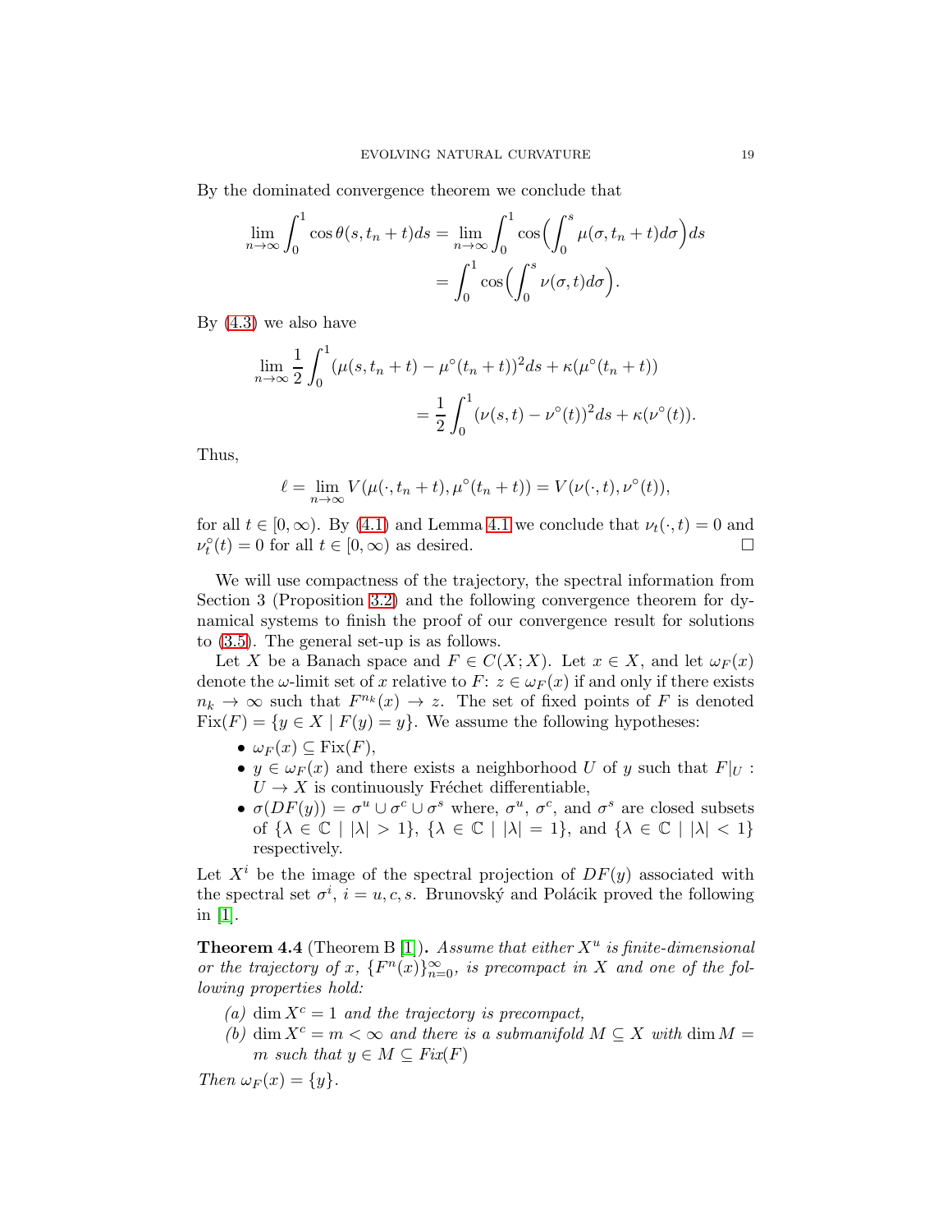By the dominated convergence theorem we conclude that

$$
\begin{aligned}
\lim_{n\to\infty}\int_0^1 \cos\theta(s,t_n+t)ds &= \lim_{n\to\infty}\int_0^1 \cos\Big(\int_0^s \mu(\sigma,t_n+t)d\sigma\Big)ds \\
&= \int_0^1 \cos\Big(\int_0^s \nu(\sigma,t)d\sigma\Big).
\end{aligned}
$$

By (4.3) we also have

$$
\begin{aligned}
\lim_{n\to\infty}\frac{1}{2}\int_0^1 (\mu(s,t_n+t) - \mu^\circ(t_n+t))^2 ds + \kappa(\mu^\circ(t_n+t)) \\
= \frac{1}{2}\int_0^1 (\nu(s,t)-\nu^\circ(t))^2 ds + \kappa(\nu^\circ(t)).
\end{aligned}
$$

Thus,

$$
\ell = \lim_{n\to\infty} V(\mu(\cdot,t_n+t),\mu^\circ(t_n+t)) = V(\nu(\cdot,t),\nu^\circ(t)),
$$

for all $t\in[0,\infty)$. By (4.1) and Lemma 4.1 we conclude that $\nu_t(\cdot,t)=0$ and $\nu_t^\circ(t)=0$ for all $t\in[0,\infty)$ as desired. $\square$

We will use compactness of the trajectory, the spectral information from Section 3 (Proposition 3.2) and the following convergence theorem for dynamical systems to finish the proof of our convergence result for solutions to (3.5). The general set-up is as follows.

Let $X$ be a Banach space and $F\in C(X;X)$. Let $x\in X$, and let $\omega_F(x)$ denote the $\omega$-limit set of $x$ relative to $F$: $z\in\omega_F(x)$ if and only if there exists $n_k\to\infty$ such that $F^{n_k}(x)\to z$. The set of fixed points of $F$ is denoted $\mathrm{Fix}(F)=\{y\in X \mid F(y)=y\}$. We assume the following hypotheses:

- $\omega_F(x)\subseteq \mathrm{Fix}(F)$,
- $y\in\omega_F(x)$ and there exists a neighborhood $U$ of $y$ such that $F|_U : U\to X$ is continuously Fréchet differentiable,
- $\sigma(DF(y)) = \sigma^u\cup\sigma^c\cup\sigma^s$ where, $\sigma^u$, $\sigma^c$, and $\sigma^s$ are closed subsets of $\{\lambda\in\mathbb{C}\mid |\lambda|>1\}$, $\{\lambda\in\mathbb{C}\mid |\lambda|=1\}$, and $\{\lambda\in\mathbb{C}\mid |\lambda|<1\}$ respectively.

Let $X^i$ be the image of the spectral projection of $DF(y)$ associated with the spectral set $\sigma^i$, $i=u,c,s$. Brunovský and Polácik proved the following in [1].

**Theorem 4.4** (Theorem B [1])**.** *Assume that either $X^u$ is finite-dimensional or the trajectory of $x$, $\{F^n(x)\}_{n=0}^\infty$, is precompact in $X$ and one of the following properties hold:*

*(a) $\dim X^c = 1$ and the trajectory is precompact,*

*(b) $\dim X^c = m<\infty$ and there is a submanifold $M\subseteq X$ with $\dim M = m$ such that $y\in M\subseteq \mathit{Fix}(F)$*

*Then $\omega_F(x)=\{y\}$.*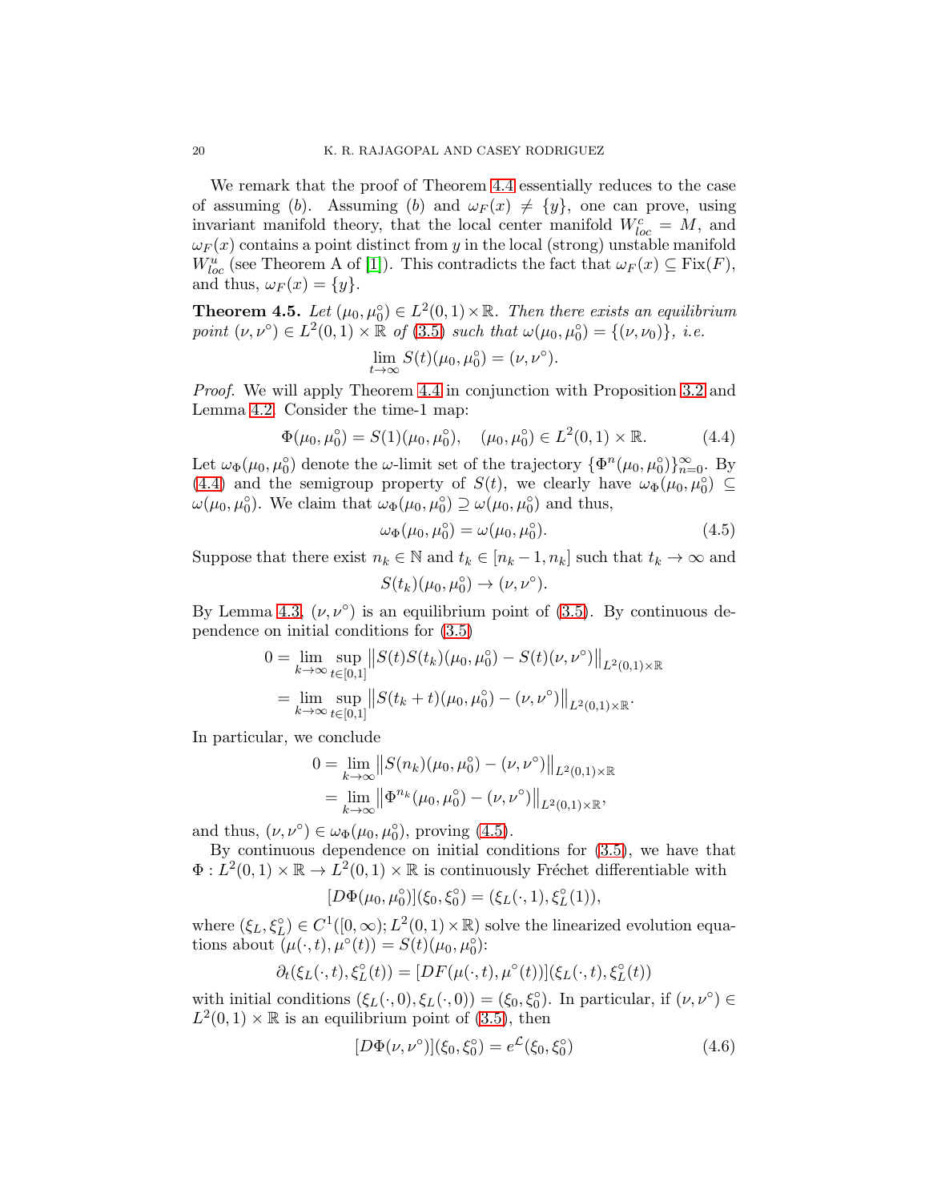We remark that the proof of Theorem 4.4 essentially reduces to the case of assuming $(b)$. Assuming $(b)$ and $\omega_F(x) \neq \{y\}$, one can prove, using invariant manifold theory, that the local center manifold $W^c_{loc} = M$, and $\omega_F(x)$ contains a point distinct from $y$ in the local (strong) unstable manifold $W^u_{loc}$ (see Theorem A of [1]). This contradicts the fact that $\omega_F(x) \subseteq \mathrm{Fix}(F)$, and thus, $\omega_F(x) = \{y\}$.

**Theorem 4.5.** *Let $(\mu_0, \mu_0^\circ) \in L^2(0,1) \times \mathbb{R}$. Then there exists an equilibrium point $(\nu, \nu^\circ) \in L^2(0,1) \times \mathbb{R}$ of (3.5) such that $\omega(\mu_0, \mu_0^\circ) = \{(\nu, \nu_0)\}$, i.e.*

$$\lim_{t \to \infty} S(t)(\mu_0, \mu_0^\circ) = (\nu, \nu^\circ).$$

*Proof.* We will apply Theorem 4.4 in conjunction with Proposition 3.2 and Lemma 4.2. Consider the time-1 map:

$$\Phi(\mu_0, \mu_0^\circ) = S(1)(\mu_0, \mu_0^\circ), \quad (\mu_0, \mu_0^\circ) \in L^2(0,1) \times \mathbb{R}. \tag{4.4}$$

Let $\omega_\Phi(\mu_0, \mu_0^\circ)$ denote the $\omega$-limit set of the trajectory $\{\Phi^n(\mu_0, \mu_0^\circ)\}_{n=0}^\infty$. By (4.4) and the semigroup property of $S(t)$, we clearly have $\omega_\Phi(\mu_0, \mu_0^\circ) \subseteq \omega(\mu_0, \mu_0^\circ)$. We claim that $\omega_\Phi(\mu_0, \mu_0^\circ) \supseteq \omega(\mu_0, \mu_0^\circ)$ and thus,

$$\omega_\Phi(\mu_0, \mu_0^\circ) = \omega(\mu_0, \mu_0^\circ). \tag{4.5}$$

Suppose that there exist $n_k \in \mathbb{N}$ and $t_k \in [n_k - 1, n_k]$ such that $t_k \to \infty$ and

$$S(t_k)(\mu_0, \mu_0^\circ) \to (\nu, \nu^\circ).$$

By Lemma 4.3, $(\nu, \nu^\circ)$ is an equilibrium point of (3.5). By continuous dependence on initial conditions for (3.5)

$$\begin{aligned}
0 &= \lim_{k \to \infty} \sup_{t \in [0,1]} \left\| S(t) S(t_k)(\mu_0, \mu_0^\circ) - S(t)(\nu, \nu^\circ) \right\|_{L^2(0,1) \times \mathbb{R}} \\
&= \lim_{k \to \infty} \sup_{t \in [0,1]} \left\| S(t_k + t)(\mu_0, \mu_0^\circ) - (\nu, \nu^\circ) \right\|_{L^2(0,1) \times \mathbb{R}}.
\end{aligned}$$

In particular, we conclude

$$\begin{aligned}
0 &= \lim_{k \to \infty} \left\| S(n_k)(\mu_0, \mu_0^\circ) - (\nu, \nu^\circ) \right\|_{L^2(0,1) \times \mathbb{R}} \\
&= \lim_{k \to \infty} \left\| \Phi^{n_k}(\mu_0, \mu_0^\circ) - (\nu, \nu^\circ) \right\|_{L^2(0,1) \times \mathbb{R}},
\end{aligned}$$

and thus, $(\nu, \nu^\circ) \in \omega_\Phi(\mu_0, \mu_0^\circ)$, proving (4.5).

By continuous dependence on initial conditions for (3.5), we have that $\Phi : L^2(0,1) \times \mathbb{R} \to L^2(0,1) \times \mathbb{R}$ is continuously Fréchet differentiable with

$$[D\Phi(\mu_0, \mu_0^\circ)](\xi_0, \xi_0^\circ) = (\xi_L(\cdot, 1), \xi_L^\circ(1)),$$

where $(\xi_L, \xi_L^\circ) \in C^1([0, \infty); L^2(0,1) \times \mathbb{R})$ solve the linearized evolution equations about $(\mu(\cdot, t), \mu^\circ(t)) = S(t)(\mu_0, \mu_0^\circ)$:

$$\partial_t(\xi_L(\cdot, t), \xi_L^\circ(t)) = [DF(\mu(\cdot, t), \mu^\circ(t))](\xi_L(\cdot, t), \xi_L^\circ(t))$$

with initial conditions $(\xi_L(\cdot, 0), \xi_L(\cdot, 0)) = (\xi_0, \xi_0^\circ)$. In particular, if $(\nu, \nu^\circ) \in L^2(0,1) \times \mathbb{R}$ is an equilibrium point of (3.5), then

$$[D\Phi(\nu, \nu^\circ)](\xi_0, \xi_0^\circ) = e^{\mathcal{L}}(\xi_0, \xi_0^\circ) \tag{4.6}$$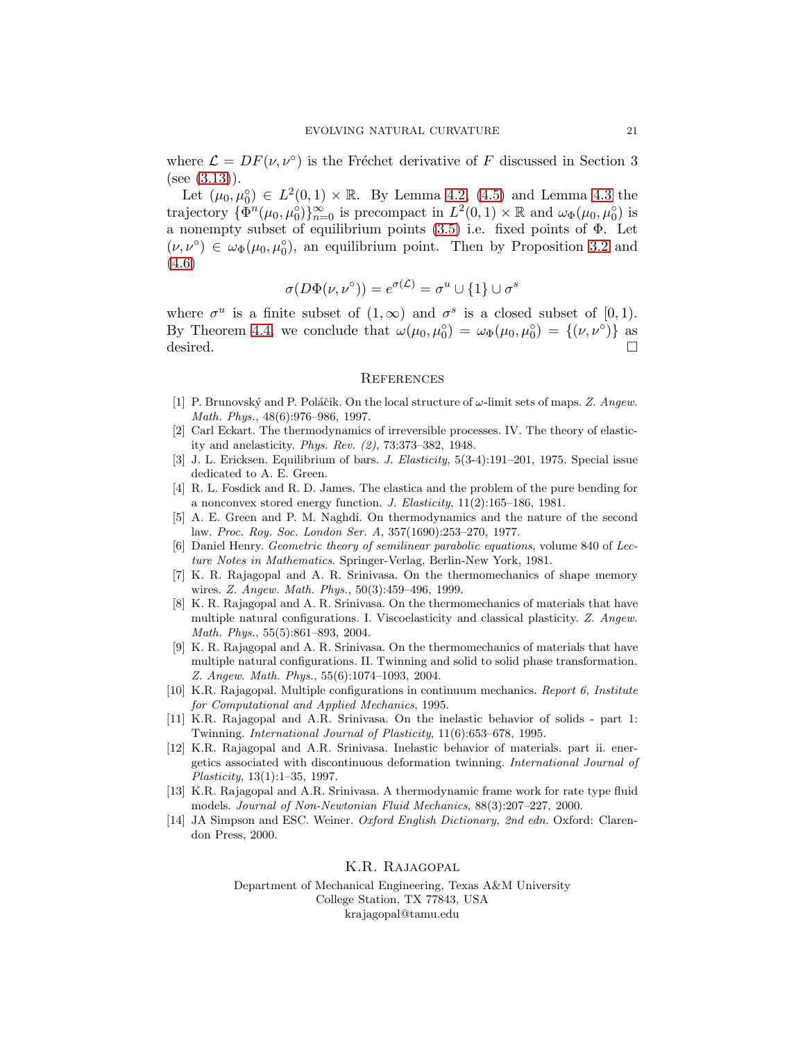where $\mathcal{L} = DF(\nu, \nu^\circ)$ is the Fréchet derivative of $F$ discussed in Section 3 (see (3.13)).

Let $(\mu_0, \mu_0^\circ) \in L^2(0,1) \times \mathbb{R}$. By Lemma 4.2, (4.5) and Lemma 4.3 the trajectory $\{\Phi^n(\mu_0, \mu_0^\circ)\}_{n=0}^\infty$ is precompact in $L^2(0,1) \times \mathbb{R}$ and $\omega_\Phi(\mu_0, \mu_0^\circ)$ is a nonempty subset of equilibrium points (3.5) i.e. fixed points of $\Phi$. Let $(\nu, \nu^\circ) \in \omega_\Phi(\mu_0, \mu_0^\circ)$, an equilibrium point. Then by Proposition 3.2 and (4.6)

$$\sigma(D\Phi(\nu, \nu^\circ)) = e^{\sigma(\mathcal{L})} = \sigma^u \cup \{1\} \cup \sigma^s$$

where $\sigma^u$ is a finite subset of $(1, \infty)$ and $\sigma^s$ is a closed subset of $[0, 1)$. By Theorem 4.4, we conclude that $\omega(\mu_0, \mu_0^\circ) = \omega_\Phi(\mu_0, \mu_0^\circ) = \{(\nu, \nu^\circ)\}$ as desired. □

## References

[1] P. Brunovský and P. Poláčik. On the local structure of $\omega$-limit sets of maps. *Z. Angew. Math. Phys.*, 48(6):976–986, 1997.

[2] Carl Eckart. The thermodynamics of irreversible processes. IV. The theory of elasticity and anelasticity. *Phys. Rev. (2)*, 73:373–382, 1948.

[3] J. L. Ericksen. Equilibrium of bars. *J. Elasticity*, 5(3-4):191–201, 1975. Special issue dedicated to A. E. Green.

[4] R. L. Fosdick and R. D. James. The elastica and the problem of the pure bending for a nonconvex stored energy function. *J. Elasticity*, 11(2):165–186, 1981.

[5] A. E. Green and P. M. Naghdi. On thermodynamics and the nature of the second law. *Proc. Roy. Soc. London Ser. A*, 357(1690):253–270, 1977.

[6] Daniel Henry. *Geometric theory of semilinear parabolic equations*, volume 840 of *Lecture Notes in Mathematics*. Springer-Verlag, Berlin-New York, 1981.

[7] K. R. Rajagopal and A. R. Srinivasa. On the thermomechanics of shape memory wires. *Z. Angew. Math. Phys.*, 50(3):459–496, 1999.

[8] K. R. Rajagopal and A. R. Srinivasa. On the thermomechanics of materials that have multiple natural configurations. I. Viscoelasticity and classical plasticity. *Z. Angew. Math. Phys.*, 55(5):861–893, 2004.

[9] K. R. Rajagopal and A. R. Srinivasa. On the thermomechanics of materials that have multiple natural configurations. II. Twinning and solid to solid phase transformation. *Z. Angew. Math. Phys.*, 55(6):1074–1093, 2004.

[10] K.R. Rajagopal. Multiple configurations in continuum mechanics. *Report 6, Institute for Computational and Applied Mechanics*, 1995.

[11] K.R. Rajagopal and A.R. Srinivasa. On the inelastic behavior of solids - part 1: Twinning. *International Journal of Plasticity*, 11(6):653–678, 1995.

[12] K.R. Rajagopal and A.R. Srinivasa. Inelastic behavior of materials. part ii. energetics associated with discontinuous deformation twinning. *International Journal of Plasticity*, 13(1):1–35, 1997.

[13] K.R. Rajagopal and A.R. Srinivasa. A thermodynamic frame work for rate type fluid models. *Journal of Non-Newtonian Fluid Mechanics*, 88(3):207–227, 2000.

[14] JA Simpson and ESC. Weiner. *Oxford English Dictionary, 2nd edn.* Oxford: Clarendon Press, 2000.

K.R. Rajagopal

Department of Mechanical Engineering, Texas A&M University
College Station, TX 77843, USA
krajagopal@tamu.edu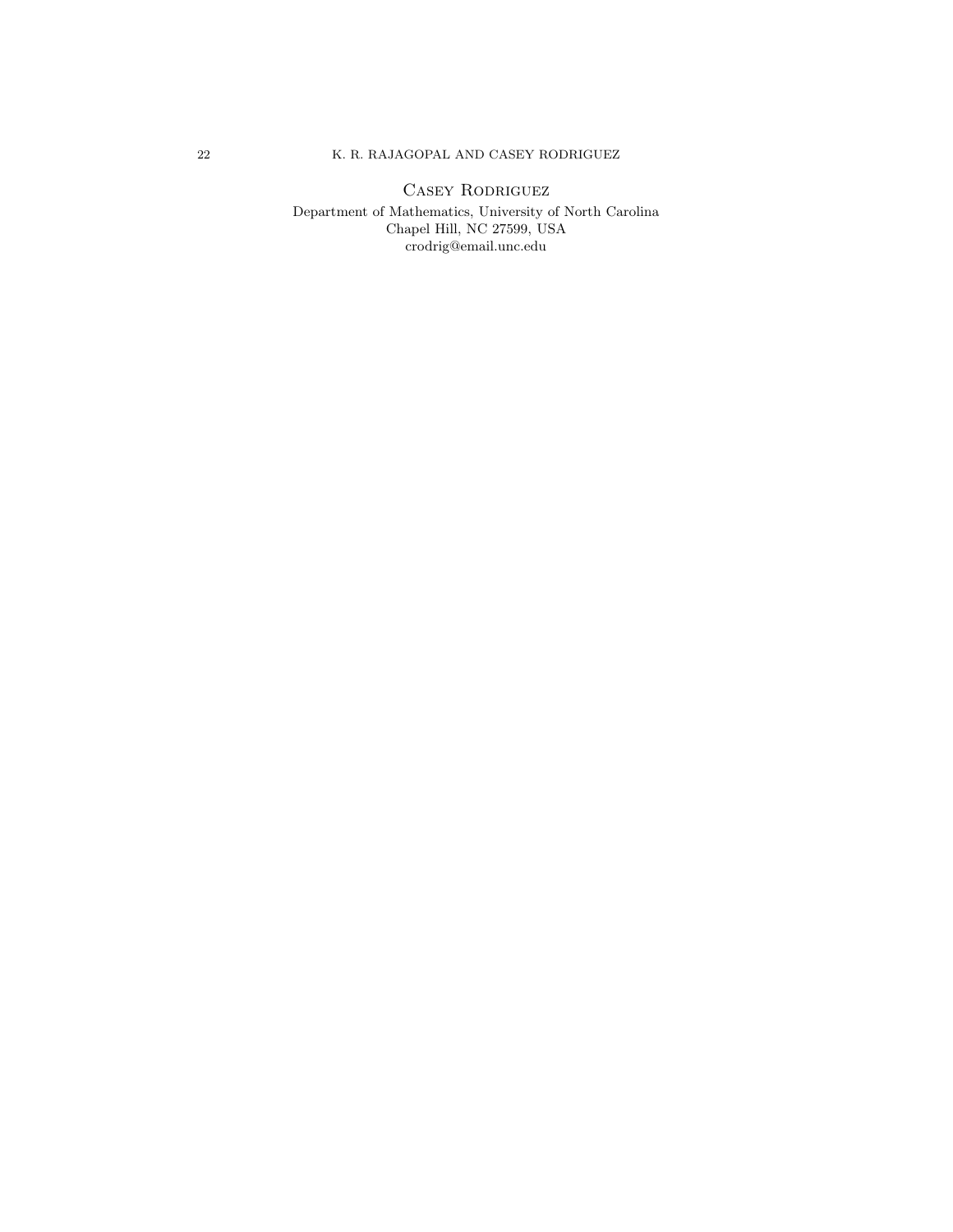Casey Rodriguez
Department of Mathematics, University of North Carolina
Chapel Hill, NC 27599, USA
crodrig@email.unc.edu